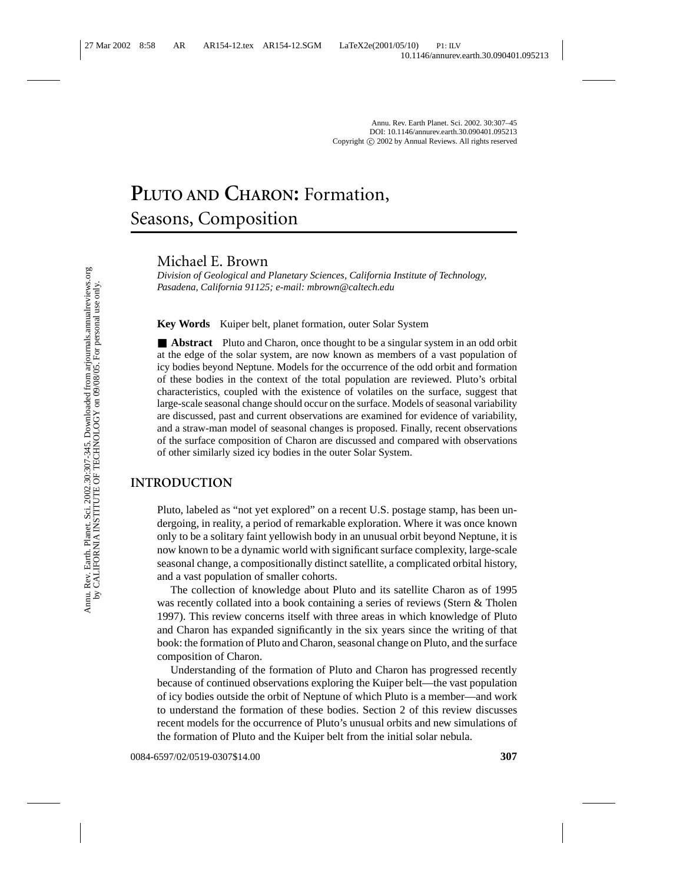# PLUTO AND CHARON: Formation, Seasons, Composition

Michael E. Brown

*Division of Geological and Planetary Sciences, California Institute of Technology, Pasadena, California 91125; e-mail: mbrown@caltech.edu*

**Key Words** Kuiper belt, planet formation, outer Solar System

■ **Abstract** Pluto and Charon, once thought to be a singular system in an odd orbit at the edge of the solar system, are now known as members of a vast population of icy bodies beyond Neptune. Models for the occurrence of the odd orbit and formation of these bodies in the context of the total population are reviewed. Pluto's orbital characteristics, coupled with the existence of volatiles on the surface, suggest that large-scale seasonal change should occur on the surface. Models of seasonal variability are discussed, past and current observations are examined for evidence of variability, and a straw-man model of seasonal changes is proposed. Finally, recent observations of the surface composition of Charon are discussed and compared with observations of other similarly sized icy bodies in the outer Solar System.

## INTRODUCTION

Pluto, labeled as "not yet explored" on a recent U.S. postage stamp, has been undergoing, in reality, a period of remarkable exploration. Where it was once known only to be a solitary faint yellowish body in an unusual orbit beyond Neptune, it is now known to be a dynamic world with significant surface complexity, large-scale seasonal change, a compositionally distinct satellite, a complicated orbital history, and a vast population of smaller cohorts.

The collection of knowledge about Pluto and its satellite Charon as of 1995 was recently collated into a book containing a series of reviews (Stern & Tholen 1997). This review concerns itself with three areas in which knowledge of Pluto and Charon has expanded significantly in the six years since the writing of that book: the formation of Pluto and Charon, seasonal change on Pluto, and the surface composition of Charon.

Understanding of the formation of Pluto and Charon has progressed recently because of continued observations exploring the Kuiper belt—the vast population of icy bodies outside the orbit of Neptune of which Pluto is a member—and work to understand the formation of these bodies. Section 2 of this review discusses recent models for the occurrence of Pluto's unusual orbits and new simulations of the formation of Pluto and the Kuiper belt from the initial solar nebula.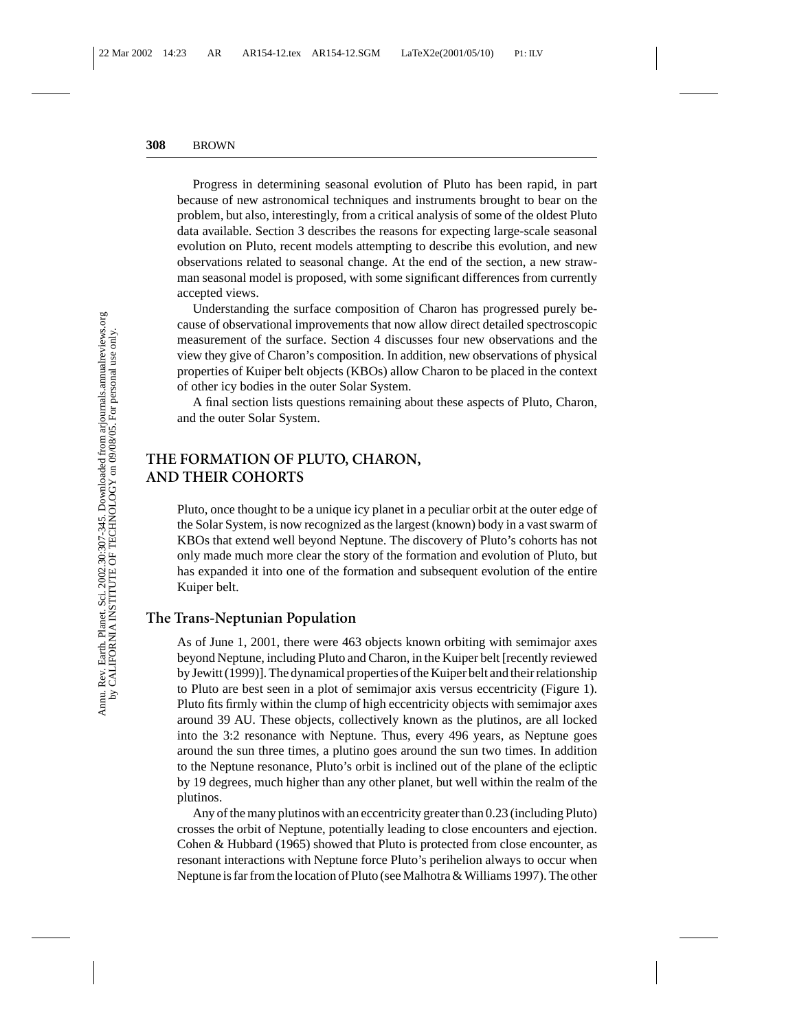Progress in determining seasonal evolution of Pluto has been rapid, in part because of new astronomical techniques and instruments brought to bear on the problem, but also, interestingly, from a critical analysis of some of the oldest Pluto data available. Section 3 describes the reasons for expecting large-scale seasonal evolution on Pluto, recent models attempting to describe this evolution, and new observations related to seasonal change. At the end of the section, a new straw-man seasonal model is proposed, with some significant differences from currently accepted views.

Understanding the surface composition of Charon has progressed purely because of observational improvements that now allow direct detailed spectroscopic measurement of the surface. Section 4 discusses four new observations and the view they give of Charon's composition. In addition, new observations of physical properties of Kuiper belt objects (KBOs) allow Charon to be placed in the context of other icy bodies in the outer Solar System.

A final section lists questions remaining about these aspects of Pluto, Charon, and the outer Solar System.

## THE FORMATION OF PLUTO, CHARON, AND THEIR COHORTS

Pluto, once thought to be a unique icy planet in a peculiar orbit at the outer edge of the Solar System, is now recognized as the largest (known) body in a vast swarm of KBOs that extend well beyond Neptune. The discovery of Pluto's cohorts has not only made much more clear the story of the formation and evolution of Pluto, but has expanded it into one of the formation and subsequent evolution of the entire Kuiper belt.

### The Trans-Neptunian Population

As of June 1, 2001, there were 463 objects known orbiting with semimajor axes beyond Neptune, including Pluto and Charon, in the Kuiper belt [recently reviewed by Jewitt (1999)]. The dynamical properties of the Kuiper belt and their relationship to Pluto are best seen in a plot of semimajor axis versus eccentricity (Figure 1). Pluto fits firmly within the clump of high eccentricity objects with semimajor axes around 39 AU. These objects, collectively known as the plutinos, are all locked into the 3:2 resonance with Neptune. Thus, every 496 years, as Neptune goes around the sun three times, a plutino goes around the sun two times. In addition to the Neptune resonance, Pluto's orbit is inclined out of the plane of the ecliptic by 19 degrees, much higher than any other planet, but well within the realm of the plutinos.

Any of the many plutinos with an eccentricity greater than 0.23 (including Pluto) crosses the orbit of Neptune, potentially leading to close encounters and ejection. Cohen & Hubbard (1965) showed that Pluto is protected from close encounter, as resonant interactions with Neptune force Pluto's perihelion always to occur when Neptune is far from the location of Pluto (see Malhotra & Williams 1997). The other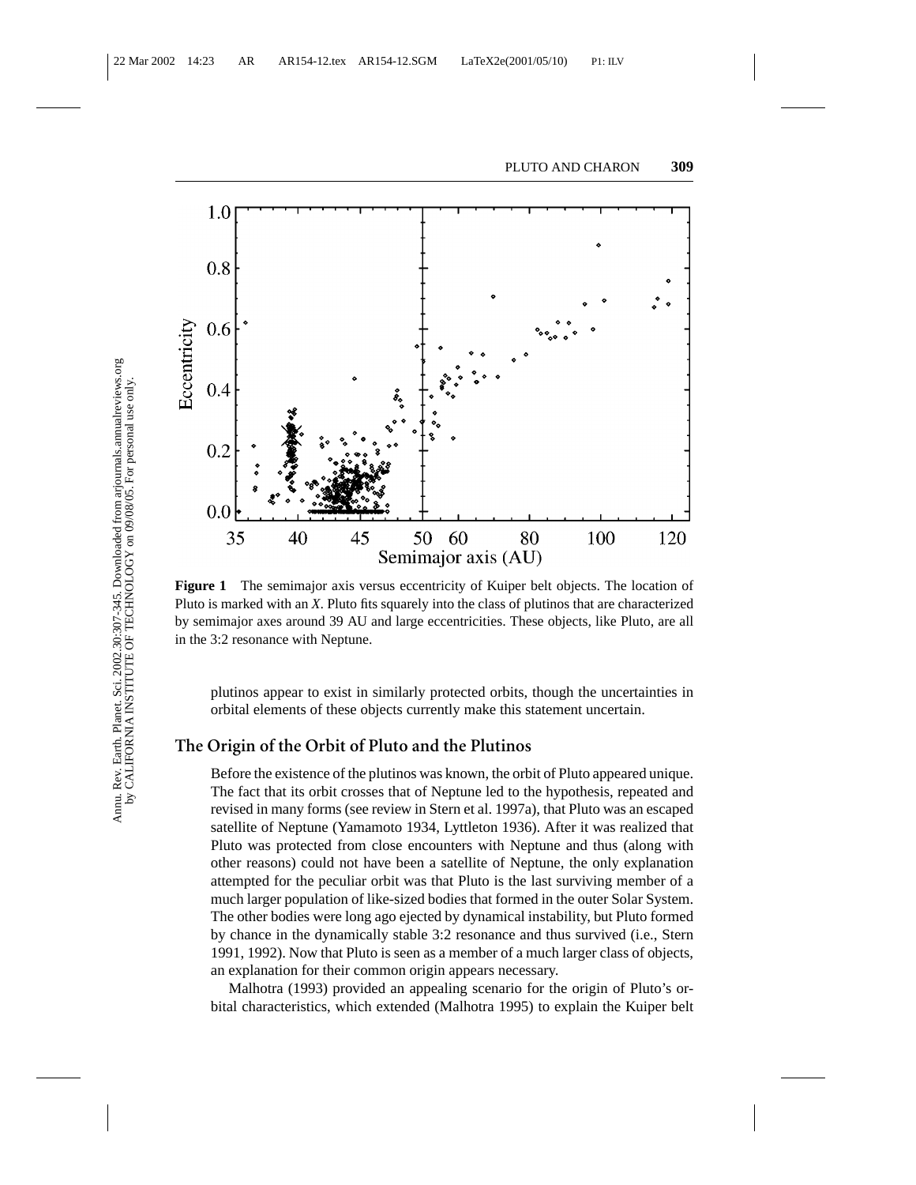**Figure 1** The semimajor axis versus eccentricity of Kuiper belt objects. The location of Pluto is marked with an *X*. Pluto fits squarely into the class of plutinos that are characterized by semimajor axes around 39 AU and large eccentricities. These objects, like Pluto, are all in the 3:2 resonance with Neptune.

plutinos appear to exist in similarly protected orbits, though the uncertainties in orbital elements of these objects currently make this statement uncertain.

## The Origin of the Orbit of Pluto and the Plutinos

Before the existence of the plutinos was known, the orbit of Pluto appeared unique. The fact that its orbit crosses that of Neptune led to the hypothesis, repeated and revised in many forms (see review in Stern et al. 1997a), that Pluto was an escaped satellite of Neptune (Yamamoto 1934, Lyttleton 1936). After it was realized that Pluto was protected from close encounters with Neptune and thus (along with other reasons) could not have been a satellite of Neptune, the only explanation attempted for the peculiar orbit was that Pluto is the last surviving member of a much larger population of like-sized bodies that formed in the outer Solar System. The other bodies were long ago ejected by dynamical instability, but Pluto formed by chance in the dynamically stable 3:2 resonance and thus survived (i.e., Stern 1991, 1992). Now that Pluto is seen as a member of a much larger class of objects, an explanation for their common origin appears necessary.

Malhotra (1993) provided an appealing scenario for the origin of Pluto's orbital characteristics, which extended (Malhotra 1995) to explain the Kuiper belt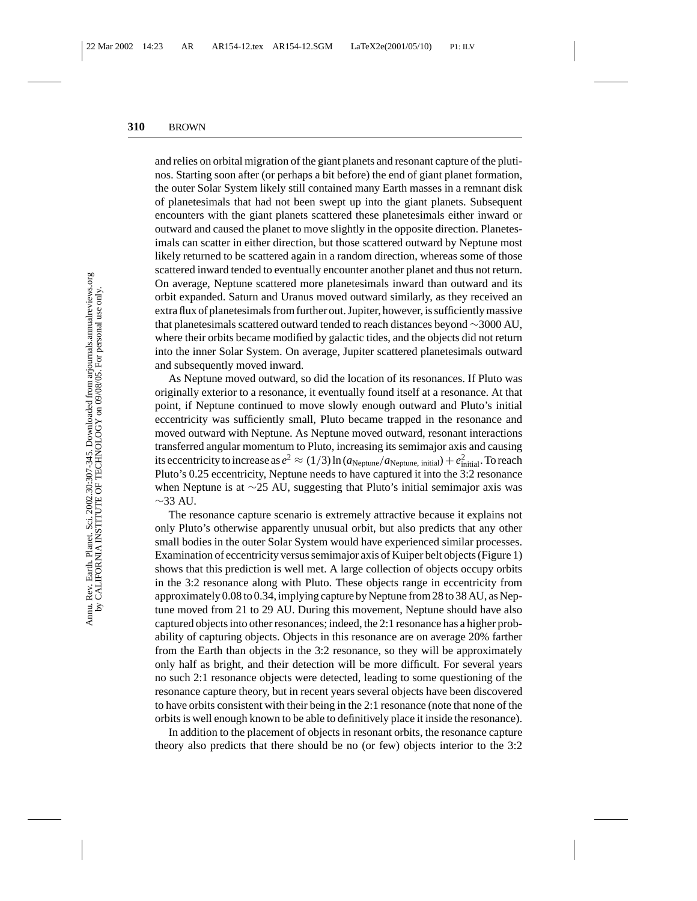and relies on orbital migration of the giant planets and resonant capture of the plutinos. Starting soon after (or perhaps a bit before) the end of giant planet formation, the outer Solar System likely still contained many Earth masses in a remnant disk of planetesimals that had not been swept up into the giant planets. Subsequent encounters with the giant planets scattered these planetesimals either inward or outward and caused the planet to move slightly in the opposite direction. Planetesimals can scatter in either direction, but those scattered outward by Neptune most likely returned to be scattered again in a random direction, whereas some of those scattered inward tended to eventually encounter another planet and thus not return. On average, Neptune scattered more planetesimals inward than outward and its orbit expanded. Saturn and Uranus moved outward similarly, as they received an extra flux of planetesimals from further out. Jupiter, however, is sufficiently massive that planetesimals scattered outward tended to reach distances beyond ∼3000 AU, where their orbits became modified by galactic tides, and the objects did not return into the inner Solar System. On average, Jupiter scattered planetesimals outward and subsequently moved inward.

As Neptune moved outward, so did the location of its resonances. If Pluto was originally exterior to a resonance, it eventually found itself at a resonance. At that point, if Neptune continued to move slowly enough outward and Pluto's initial eccentricity was sufficiently small, Pluto became trapped in the resonance and moved outward with Neptune. As Neptune moved outward, resonant interactions transferred angular momentum to Pluto, increasing its semimajor axis and causing its eccentricity to increase as $e^2 \approx (1/3)\ln(a_{\text{Neptune}}/a_{\text{Neptune, initial}}) + e^2_{\text{initial}}$. To reach Pluto's 0.25 eccentricity, Neptune needs to have captured it into the 3:2 resonance when Neptune is at ∼25 AU, suggesting that Pluto's initial semimajor axis was ∼33 AU.

The resonance capture scenario is extremely attractive because it explains not only Pluto's otherwise apparently unusual orbit, but also predicts that any other small bodies in the outer Solar System would have experienced similar processes. Examination of eccentricity versus semimajor axis of Kuiper belt objects (Figure 1) shows that this prediction is well met. A large collection of objects occupy orbits in the 3:2 resonance along with Pluto. These objects range in eccentricity from approximately 0.08 to 0.34, implying capture by Neptune from 28 to 38 AU, as Neptune moved from 21 to 29 AU. During this movement, Neptune should have also captured objects into other resonances; indeed, the 2:1 resonance has a higher probability of capturing objects. Objects in this resonance are on average 20% farther from the Earth than objects in the 3:2 resonance, so they will be approximately only half as bright, and their detection will be more difficult. For several years no such 2:1 resonance objects were detected, leading to some questioning of the resonance capture theory, but in recent years several objects have been discovered to have orbits consistent with their being in the 2:1 resonance (note that none of the orbits is well enough known to be able to definitively place it inside the resonance).

In addition to the placement of objects in resonant orbits, the resonance capture theory also predicts that there should be no (or few) objects interior to the 3:2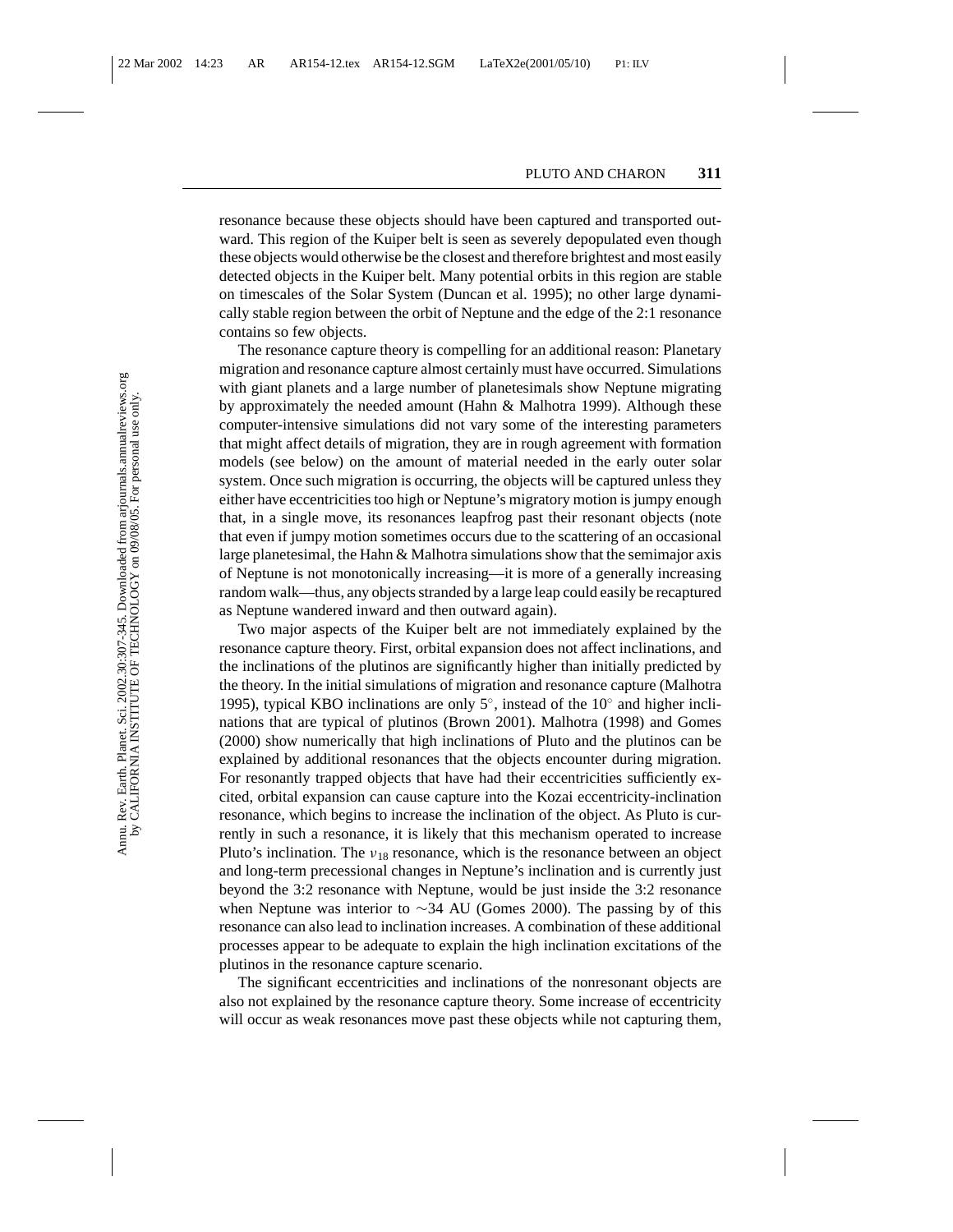resonance because these objects should have been captured and transported outward. This region of the Kuiper belt is seen as severely depopulated even though these objects would otherwise be the closest and therefore brightest and most easily detected objects in the Kuiper belt. Many potential orbits in this region are stable on timescales of the Solar System (Duncan et al. 1995); no other large dynamically stable region between the orbit of Neptune and the edge of the 2:1 resonance contains so few objects.

The resonance capture theory is compelling for an additional reason: Planetary migration and resonance capture almost certainly must have occurred. Simulations with giant planets and a large number of planetesimals show Neptune migrating by approximately the needed amount (Hahn & Malhotra 1999). Although these computer-intensive simulations did not vary some of the interesting parameters that might affect details of migration, they are in rough agreement with formation models (see below) on the amount of material needed in the early outer solar system. Once such migration is occurring, the objects will be captured unless they either have eccentricities too high or Neptune's migratory motion is jumpy enough that, in a single move, its resonances leapfrog past their resonant objects (note that even if jumpy motion sometimes occurs due to the scattering of an occasional large planetesimal, the Hahn & Malhotra simulations show that the semimajor axis of Neptune is not monotonically increasing—it is more of a generally increasing random walk—thus, any objects stranded by a large leap could easily be recaptured as Neptune wandered inward and then outward again).

Two major aspects of the Kuiper belt are not immediately explained by the resonance capture theory. First, orbital expansion does not affect inclinations, and the inclinations of the plutinos are significantly higher than initially predicted by the theory. In the initial simulations of migration and resonance capture (Malhotra 1995), typical KBO inclinations are only $5^\circ$, instead of the $10^\circ$ and higher inclinations that are typical of plutinos (Brown 2001). Malhotra (1998) and Gomes (2000) show numerically that high inclinations of Pluto and the plutinos can be explained by additional resonances that the objects encounter during migration. For resonantly trapped objects that have had their eccentricities sufficiently excited, orbital expansion can cause capture into the Kozai eccentricity-inclination resonance, which begins to increase the inclination of the object. As Pluto is currently in such a resonance, it is likely that this mechanism operated to increase Pluto's inclination. The $\nu_{18}$ resonance, which is the resonance between an object and long-term precessional changes in Neptune's inclination and is currently just beyond the 3:2 resonance with Neptune, would be just inside the 3:2 resonance when Neptune was interior to $\sim$34 AU (Gomes 2000). The passing by of this resonance can also lead to inclination increases. A combination of these additional processes appear to be adequate to explain the high inclination excitations of the plutinos in the resonance capture scenario.

The significant eccentricities and inclinations of the nonresonant objects are also not explained by the resonance capture theory. Some increase of eccentricity will occur as weak resonances move past these objects while not capturing them,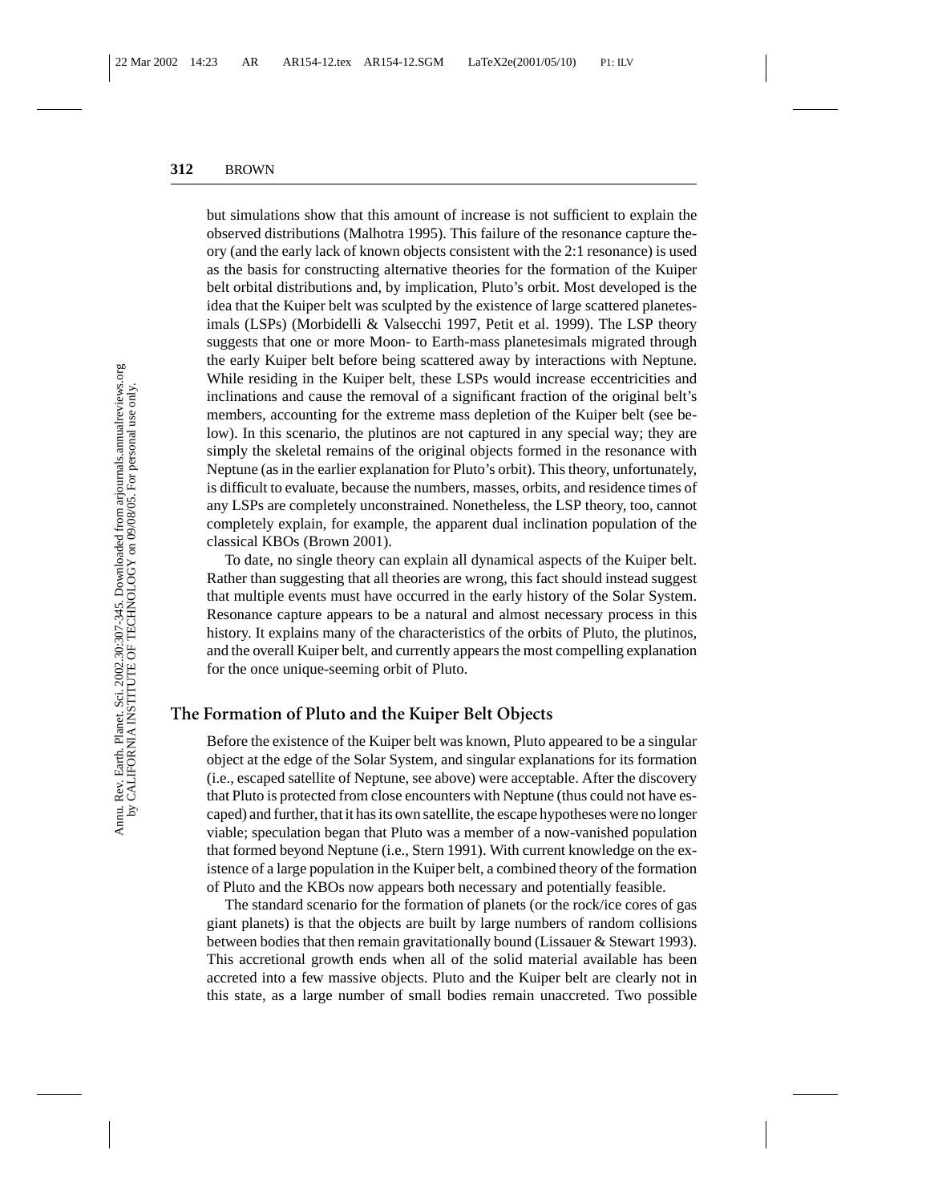but simulations show that this amount of increase is not sufficient to explain the observed distributions (Malhotra 1995). This failure of the resonance capture theory (and the early lack of known objects consistent with the 2:1 resonance) is used as the basis for constructing alternative theories for the formation of the Kuiper belt orbital distributions and, by implication, Pluto's orbit. Most developed is the idea that the Kuiper belt was sculpted by the existence of large scattered planetesimals (LSPs) (Morbidelli & Valsecchi 1997, Petit et al. 1999). The LSP theory suggests that one or more Moon- to Earth-mass planetesimals migrated through the early Kuiper belt before being scattered away by interactions with Neptune. While residing in the Kuiper belt, these LSPs would increase eccentricities and inclinations and cause the removal of a significant fraction of the original belt's members, accounting for the extreme mass depletion of the Kuiper belt (see below). In this scenario, the plutinos are not captured in any special way; they are simply the skeletal remains of the original objects formed in the resonance with Neptune (as in the earlier explanation for Pluto's orbit). This theory, unfortunately, is difficult to evaluate, because the numbers, masses, orbits, and residence times of any LSPs are completely unconstrained. Nonetheless, the LSP theory, too, cannot completely explain, for example, the apparent dual inclination population of the classical KBOs (Brown 2001).

To date, no single theory can explain all dynamical aspects of the Kuiper belt. Rather than suggesting that all theories are wrong, this fact should instead suggest that multiple events must have occurred in the early history of the Solar System. Resonance capture appears to be a natural and almost necessary process in this history. It explains many of the characteristics of the orbits of Pluto, the plutinos, and the overall Kuiper belt, and currently appears the most compelling explanation for the once unique-seeming orbit of Pluto.

## The Formation of Pluto and the Kuiper Belt Objects

Before the existence of the Kuiper belt was known, Pluto appeared to be a singular object at the edge of the Solar System, and singular explanations for its formation (i.e., escaped satellite of Neptune, see above) were acceptable. After the discovery that Pluto is protected from close encounters with Neptune (thus could not have escaped) and further, that it has its own satellite, the escape hypotheses were no longer viable; speculation began that Pluto was a member of a now-vanished population that formed beyond Neptune (i.e., Stern 1991). With current knowledge on the existence of a large population in the Kuiper belt, a combined theory of the formation of Pluto and the KBOs now appears both necessary and potentially feasible.

The standard scenario for the formation of planets (or the rock/ice cores of gas giant planets) is that the objects are built by large numbers of random collisions between bodies that then remain gravitationally bound (Lissauer & Stewart 1993). This accretional growth ends when all of the solid material available has been accreted into a few massive objects. Pluto and the Kuiper belt are clearly not in this state, as a large number of small bodies remain unaccreted. Two possible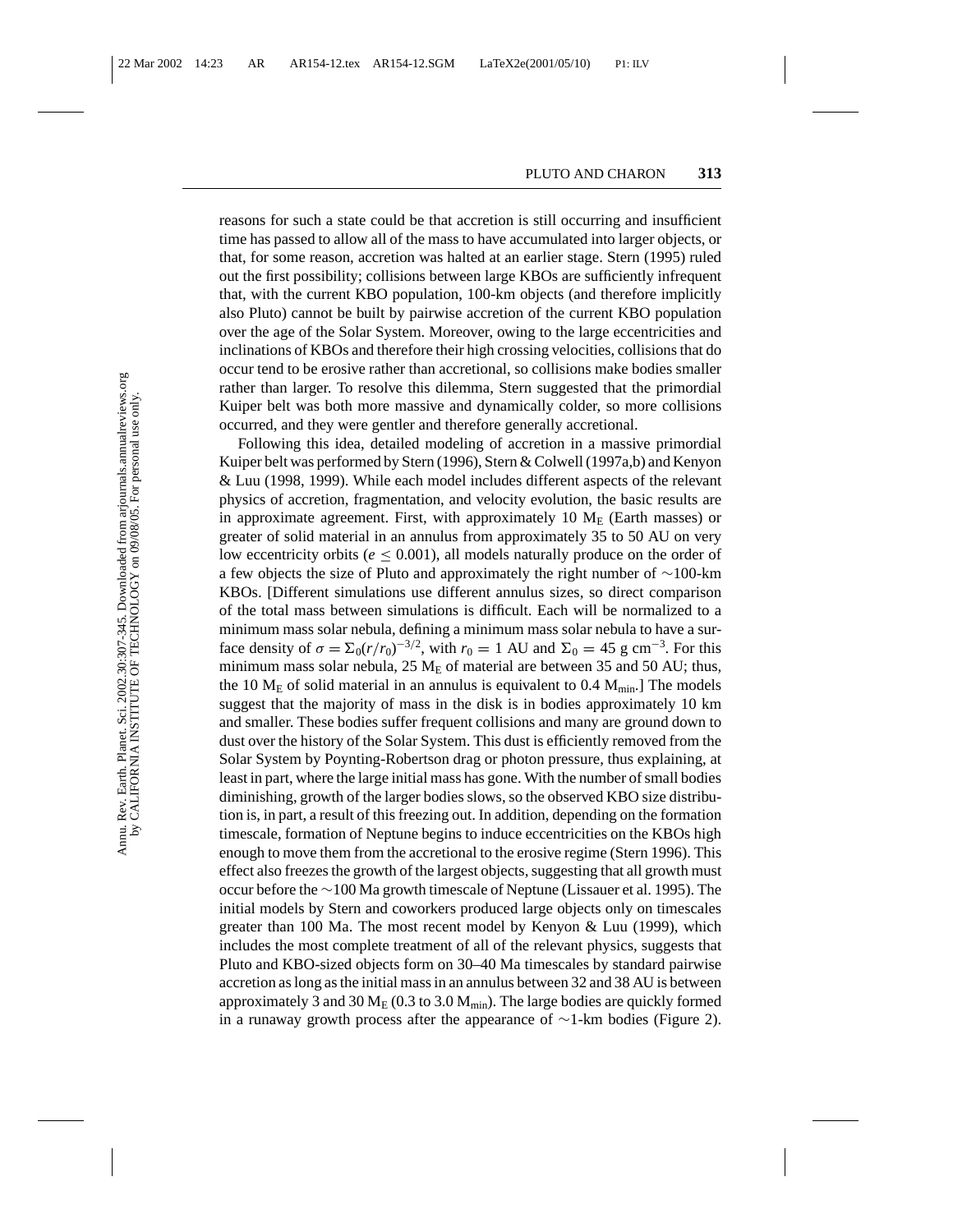reasons for such a state could be that accretion is still occurring and insufficient time has passed to allow all of the mass to have accumulated into larger objects, or that, for some reason, accretion was halted at an earlier stage. Stern (1995) ruled out the first possibility; collisions between large KBOs are sufficiently infrequent that, with the current KBO population, 100-km objects (and therefore implicitly also Pluto) cannot be built by pairwise accretion of the current KBO population over the age of the Solar System. Moreover, owing to the large eccentricities and inclinations of KBOs and therefore their high crossing velocities, collisions that do occur tend to be erosive rather than accretional, so collisions make bodies smaller rather than larger. To resolve this dilemma, Stern suggested that the primordial Kuiper belt was both more massive and dynamically colder, so more collisions occurred, and they were gentler and therefore generally accretional.

Following this idea, detailed modeling of accretion in a massive primordial Kuiper belt was performed by Stern (1996), Stern & Colwell (1997a,b) and Kenyon & Luu (1998, 1999). While each model includes different aspects of the relevant physics of accretion, fragmentation, and velocity evolution, the basic results are in approximate agreement. First, with approximately 10 $M_E$ (Earth masses) or greater of solid material in an annulus from approximately 35 to 50 AU on very low eccentricity orbits ($e \leq 0.001$), all models naturally produce on the order of a few objects the size of Pluto and approximately the right number of ~100-km KBOs. [Different simulations use different annulus sizes, so direct comparison of the total mass between simulations is difficult. Each will be normalized to a minimum mass solar nebula, defining a minimum mass solar nebula to have a surface density of $\sigma = \Sigma_0(r/r_0)^{-3/2}$, with $r_0 = 1$ AU and $\Sigma_0 = 45$ g cm$^{-3}$. For this minimum mass solar nebula, 25 $M_E$ of material are between 35 and 50 AU; thus, the 10 $M_E$ of solid material in an annulus is equivalent to 0.4 $M_{min}$.] The models suggest that the majority of mass in the disk is in bodies approximately 10 km and smaller. These bodies suffer frequent collisions and many are ground down to dust over the history of the Solar System. This dust is efficiently removed from the Solar System by Poynting-Robertson drag or photon pressure, thus explaining, at least in part, where the large initial mass has gone. With the number of small bodies diminishing, growth of the larger bodies slows, so the observed KBO size distribution is, in part, a result of this freezing out. In addition, depending on the formation timescale, formation of Neptune begins to induce eccentricities on the KBOs high enough to move them from the accretional to the erosive regime (Stern 1996). This effect also freezes the growth of the largest objects, suggesting that all growth must occur before the ~100 Ma growth timescale of Neptune (Lissauer et al. 1995). The initial models by Stern and coworkers produced large objects only on timescales greater than 100 Ma. The most recent model by Kenyon & Luu (1999), which includes the most complete treatment of all of the relevant physics, suggests that Pluto and KBO-sized objects form on 30–40 Ma timescales by standard pairwise accretion as long as the initial mass in an annulus between 32 and 38 AU is between approximately 3 and 30 $M_E$ (0.3 to 3.0 $M_{min}$). The large bodies are quickly formed in a runaway growth process after the appearance of ~1-km bodies (Figure 2).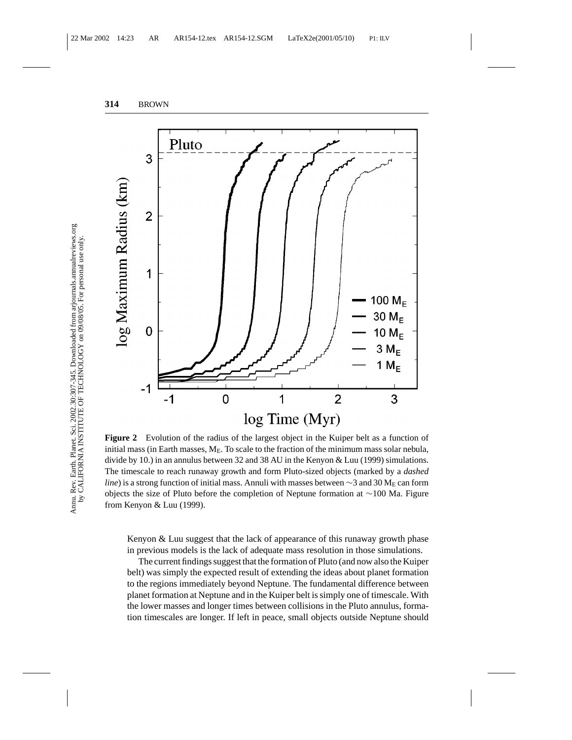**Figure 2** Evolution of the radius of the largest object in the Kuiper belt as a function of initial mass (in Earth masses, $M_E$. To scale to the fraction of the minimum mass solar nebula, divide by 10.) in an annulus between 32 and 38 AU in the Kenyon & Luu (1999) simulations. The timescale to reach runaway growth and form Pluto-sized objects (marked by a *dashed line*) is a strong function of initial mass. Annuli with masses between ∼3 and 30 $M_E$ can form objects the size of Pluto before the completion of Neptune formation at ∼100 Ma. Figure from Kenyon & Luu (1999).

Kenyon & Luu suggest that the lack of appearance of this runaway growth phase in previous models is the lack of adequate mass resolution in those simulations.

The current findings suggest that the formation of Pluto (and now also the Kuiper belt) was simply the expected result of extending the ideas about planet formation to the regions immediately beyond Neptune. The fundamental difference between planet formation at Neptune and in the Kuiper belt is simply one of timescale. With the lower masses and longer times between collisions in the Pluto annulus, formation timescales are longer. If left in peace, small objects outside Neptune should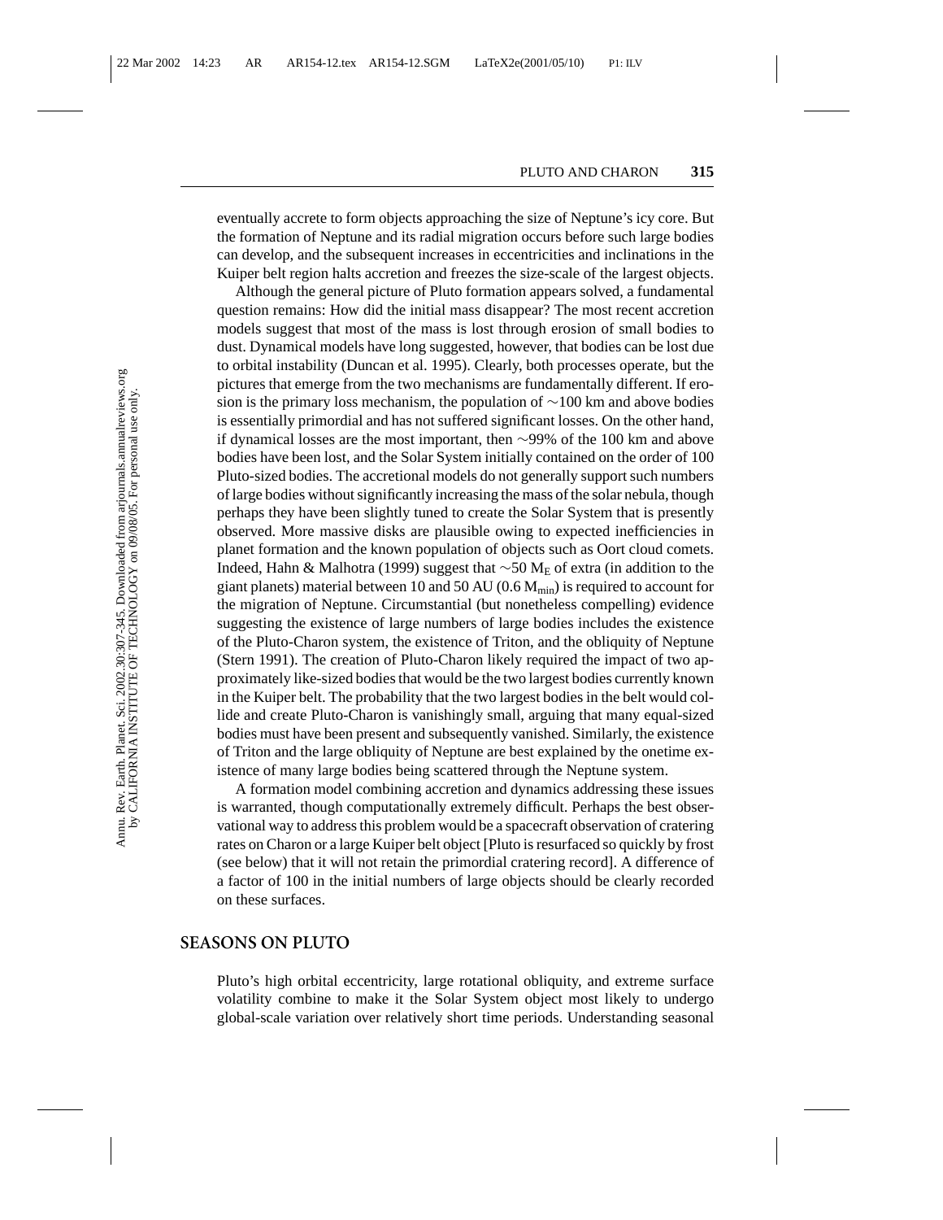eventually accrete to form objects approaching the size of Neptune's icy core. But the formation of Neptune and its radial migration occurs before such large bodies can develop, and the subsequent increases in eccentricities and inclinations in the Kuiper belt region halts accretion and freezes the size-scale of the largest objects.

Although the general picture of Pluto formation appears solved, a fundamental question remains: How did the initial mass disappear? The most recent accretion models suggest that most of the mass is lost through erosion of small bodies to dust. Dynamical models have long suggested, however, that bodies can be lost due to orbital instability (Duncan et al. 1995). Clearly, both processes operate, but the pictures that emerge from the two mechanisms are fundamentally different. If erosion is the primary loss mechanism, the population of ~100 km and above bodies is essentially primordial and has not suffered significant losses. On the other hand, if dynamical losses are the most important, then ~99% of the 100 km and above bodies have been lost, and the Solar System initially contained on the order of 100 Pluto-sized bodies. The accretional models do not generally support such numbers of large bodies without significantly increasing the mass of the solar nebula, though perhaps they have been slightly tuned to create the Solar System that is presently observed. More massive disks are plausible owing to expected inefficiencies in planet formation and the known population of objects such as Oort cloud comets. Indeed, Hahn & Malhotra (1999) suggest that ~50 $M_E$ of extra (in addition to the giant planets) material between 10 and 50 AU (0.6 $M_{min}$) is required to account for the migration of Neptune. Circumstantial (but nonetheless compelling) evidence suggesting the existence of large numbers of large bodies includes the existence of the Pluto-Charon system, the existence of Triton, and the obliquity of Neptune (Stern 1991). The creation of Pluto-Charon likely required the impact of two approximately like-sized bodies that would be the two largest bodies currently known in the Kuiper belt. The probability that the two largest bodies in the belt would collide and create Pluto-Charon is vanishingly small, arguing that many equal-sized bodies must have been present and subsequently vanished. Similarly, the existence of Triton and the large obliquity of Neptune are best explained by the onetime existence of many large bodies being scattered through the Neptune system.

A formation model combining accretion and dynamics addressing these issues is warranted, though computationally extremely difficult. Perhaps the best observational way to address this problem would be a spacecraft observation of cratering rates on Charon or a large Kuiper belt object [Pluto is resurfaced so quickly by frost (see below) that it will not retain the primordial cratering record]. A difference of a factor of 100 in the initial numbers of large objects should be clearly recorded on these surfaces.

## SEASONS ON PLUTO

Pluto's high orbital eccentricity, large rotational obliquity, and extreme surface volatility combine to make it the Solar System object most likely to undergo global-scale variation over relatively short time periods. Understanding seasonal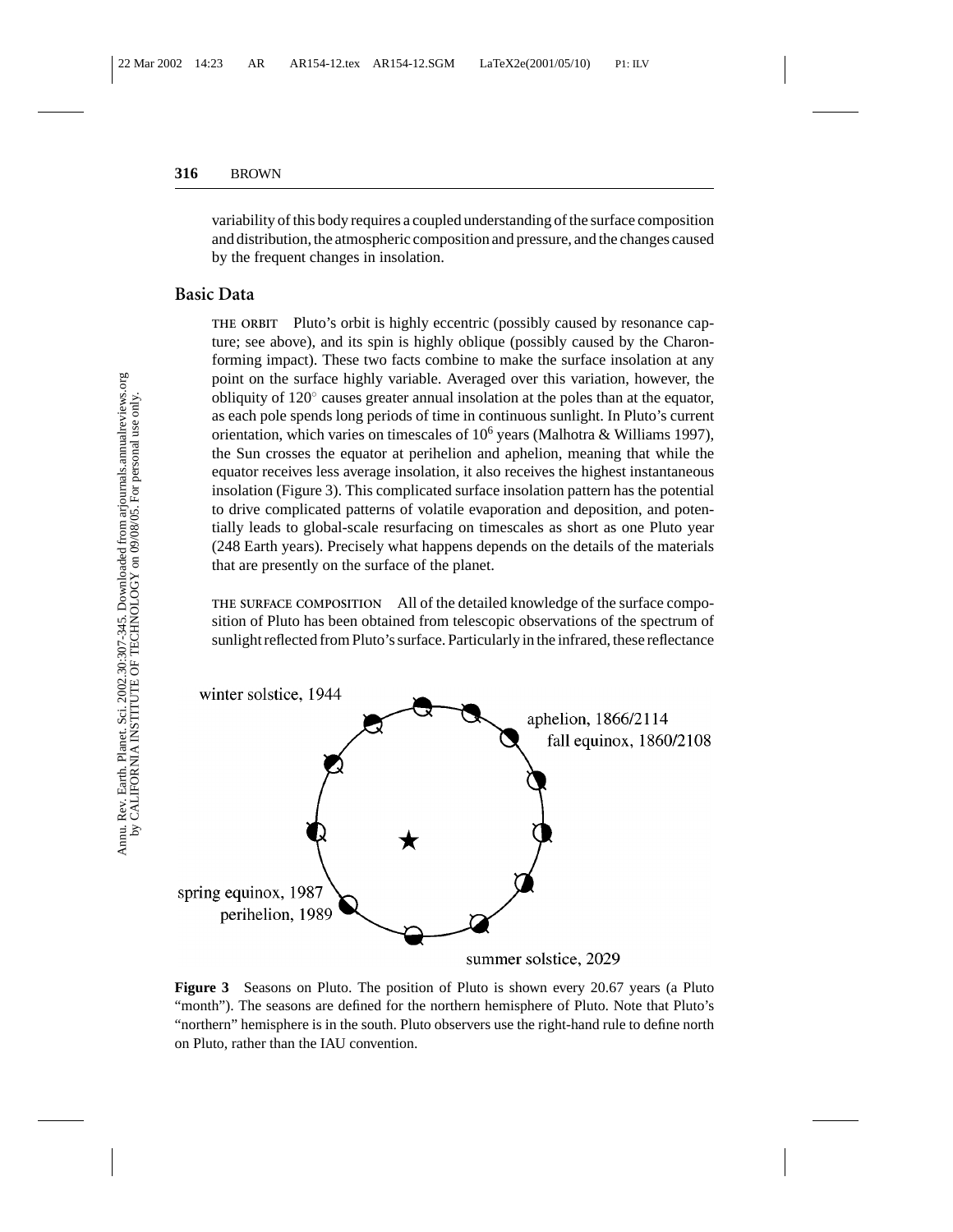variability of this body requires a coupled understanding of the surface composition and distribution, the atmospheric composition and pressure, and the changes caused by the frequent changes in insolation.

## Basic Data

THE ORBIT Pluto's orbit is highly eccentric (possibly caused by resonance capture; see above), and its spin is highly oblique (possibly caused by the Charon-forming impact). These two facts combine to make the surface insolation at any point on the surface highly variable. Averaged over this variation, however, the obliquity of 120° causes greater annual insolation at the poles than at the equator, as each pole spends long periods of time in continuous sunlight. In Pluto's current orientation, which varies on timescales of $10^6$ years (Malhotra & Williams 1997), the Sun crosses the equator at perihelion and aphelion, meaning that while the equator receives less average insolation, it also receives the highest instantaneous insolation (Figure 3). This complicated surface insolation pattern has the potential to drive complicated patterns of volatile evaporation and deposition, and potentially leads to global-scale resurfacing on timescales as short as one Pluto year (248 Earth years). Precisely what happens depends on the details of the materials that are presently on the surface of the planet.

THE SURFACE COMPOSITION All of the detailed knowledge of the surface composition of Pluto has been obtained from telescopic observations of the spectrum of sunlight reflected from Pluto's surface. Particularly in the infrared, these reflectance

winter solstice, 1944

aphelion, 1866/2114
fall equinox, 1860/2108

spring equinox, 1987
perihelion, 1989

summer solstice, 2029

**Figure 3** Seasons on Pluto. The position of Pluto is shown every 20.67 years (a Pluto "month"). The seasons are defined for the northern hemisphere of Pluto. Note that Pluto's "northern" hemisphere is in the south. Pluto observers use the right-hand rule to define north on Pluto, rather than the IAU convention.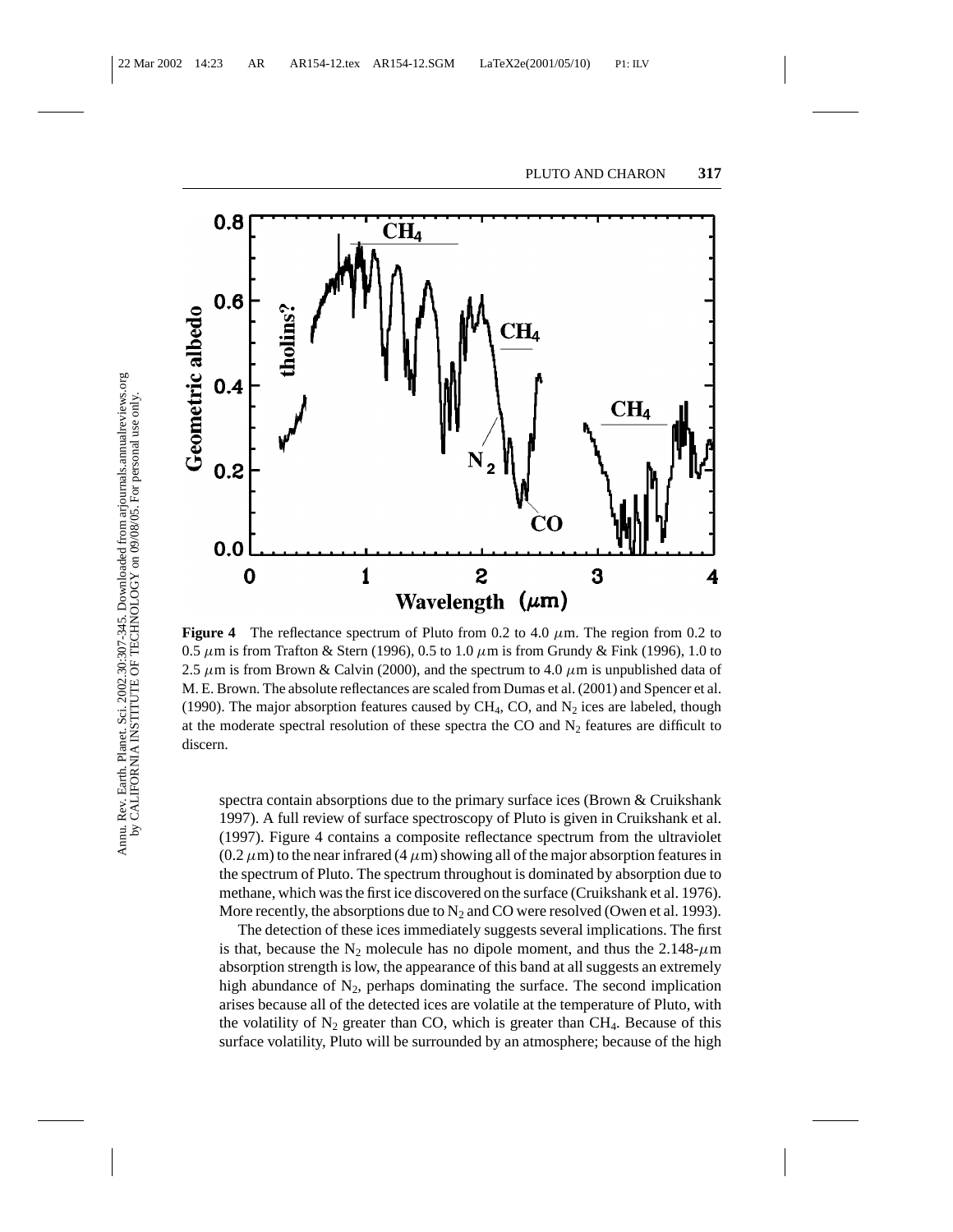**Figure 4** The reflectance spectrum of Pluto from 0.2 to 4.0 $\mu$m. The region from 0.2 to 0.5 $\mu$m is from Trafton & Stern (1996), 0.5 to 1.0 $\mu$m is from Grundy & Fink (1996), 1.0 to 2.5 $\mu$m is from Brown & Calvin (2000), and the spectrum to 4.0 $\mu$m is unpublished data of M. E. Brown. The absolute reflectances are scaled from Dumas et al. (2001) and Spencer et al. (1990). The major absorption features caused by $CH_4$, CO, and $N_2$ ices are labeled, though at the moderate spectral resolution of these spectra the CO and $N_2$ features are difficult to discern.

spectra contain absorptions due to the primary surface ices (Brown & Cruikshank 1997). A full review of surface spectroscopy of Pluto is given in Cruikshank et al. (1997). Figure 4 contains a composite reflectance spectrum from the ultraviolet (0.2 $\mu$m) to the near infrared (4 $\mu$m) showing all of the major absorption features in the spectrum of Pluto. The spectrum throughout is dominated by absorption due to methane, which was the first ice discovered on the surface (Cruikshank et al. 1976). More recently, the absorptions due to $N_2$ and CO were resolved (Owen et al. 1993).

The detection of these ices immediately suggests several implications. The first is that, because the $N_2$ molecule has no dipole moment, and thus the 2.148-$\mu$m absorption strength is low, the appearance of this band at all suggests an extremely high abundance of $N_2$, perhaps dominating the surface. The second implication arises because all of the detected ices are volatile at the temperature of Pluto, with the volatility of $N_2$ greater than CO, which is greater than $CH_4$. Because of this surface volatility, Pluto will be surrounded by an atmosphere; because of the high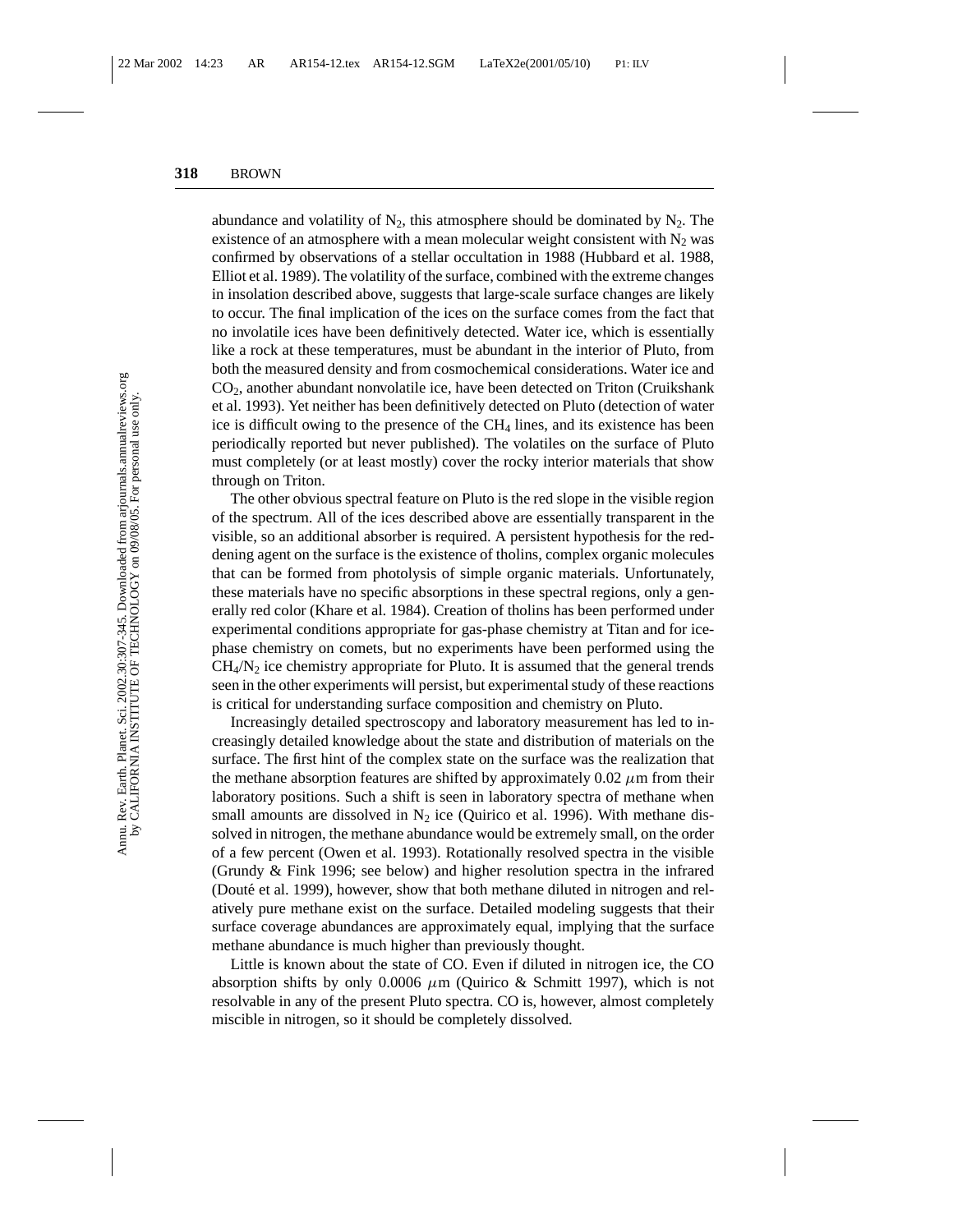abundance and volatility of $N_2$, this atmosphere should be dominated by $N_2$. The existence of an atmosphere with a mean molecular weight consistent with $N_2$ was confirmed by observations of a stellar occultation in 1988 (Hubbard et al. 1988, Elliot et al. 1989). The volatility of the surface, combined with the extreme changes in insolation described above, suggests that large-scale surface changes are likely to occur. The final implication of the ices on the surface comes from the fact that no involatile ices have been definitively detected. Water ice, which is essentially like a rock at these temperatures, must be abundant in the interior of Pluto, from both the measured density and from cosmochemical considerations. Water ice and $CO_2$, another abundant nonvolatile ice, have been detected on Triton (Cruikshank et al. 1993). Yet neither has been definitively detected on Pluto (detection of water ice is difficult owing to the presence of the $CH_4$ lines, and its existence has been periodically reported but never published). The volatiles on the surface of Pluto must completely (or at least mostly) cover the rocky interior materials that show through on Triton.

The other obvious spectral feature on Pluto is the red slope in the visible region of the spectrum. All of the ices described above are essentially transparent in the visible, so an additional absorber is required. A persistent hypothesis for the reddening agent on the surface is the existence of tholins, complex organic molecules that can be formed from photolysis of simple organic materials. Unfortunately, these materials have no specific absorptions in these spectral regions, only a generally red color (Khare et al. 1984). Creation of tholins has been performed under experimental conditions appropriate for gas-phase chemistry at Titan and for ice-phase chemistry on comets, but no experiments have been performed using the $CH_4/N_2$ ice chemistry appropriate for Pluto. It is assumed that the general trends seen in the other experiments will persist, but experimental study of these reactions is critical for understanding surface composition and chemistry on Pluto.

Increasingly detailed spectroscopy and laboratory measurement has led to increasingly detailed knowledge about the state and distribution of materials on the surface. The first hint of the complex state on the surface was the realization that the methane absorption features are shifted by approximately 0.02 $\mu$m from their laboratory positions. Such a shift is seen in laboratory spectra of methane when small amounts are dissolved in $N_2$ ice (Quirico et al. 1996). With methane dissolved in nitrogen, the methane abundance would be extremely small, on the order of a few percent (Owen et al. 1993). Rotationally resolved spectra in the visible (Grundy & Fink 1996; see below) and higher resolution spectra in the infrared (Douté et al. 1999), however, show that both methane diluted in nitrogen and relatively pure methane exist on the surface. Detailed modeling suggests that their surface coverage abundances are approximately equal, implying that the surface methane abundance is much higher than previously thought.

Little is known about the state of CO. Even if diluted in nitrogen ice, the CO absorption shifts by only 0.0006 $\mu$m (Quirico & Schmitt 1997), which is not resolvable in any of the present Pluto spectra. CO is, however, almost completely miscible in nitrogen, so it should be completely dissolved.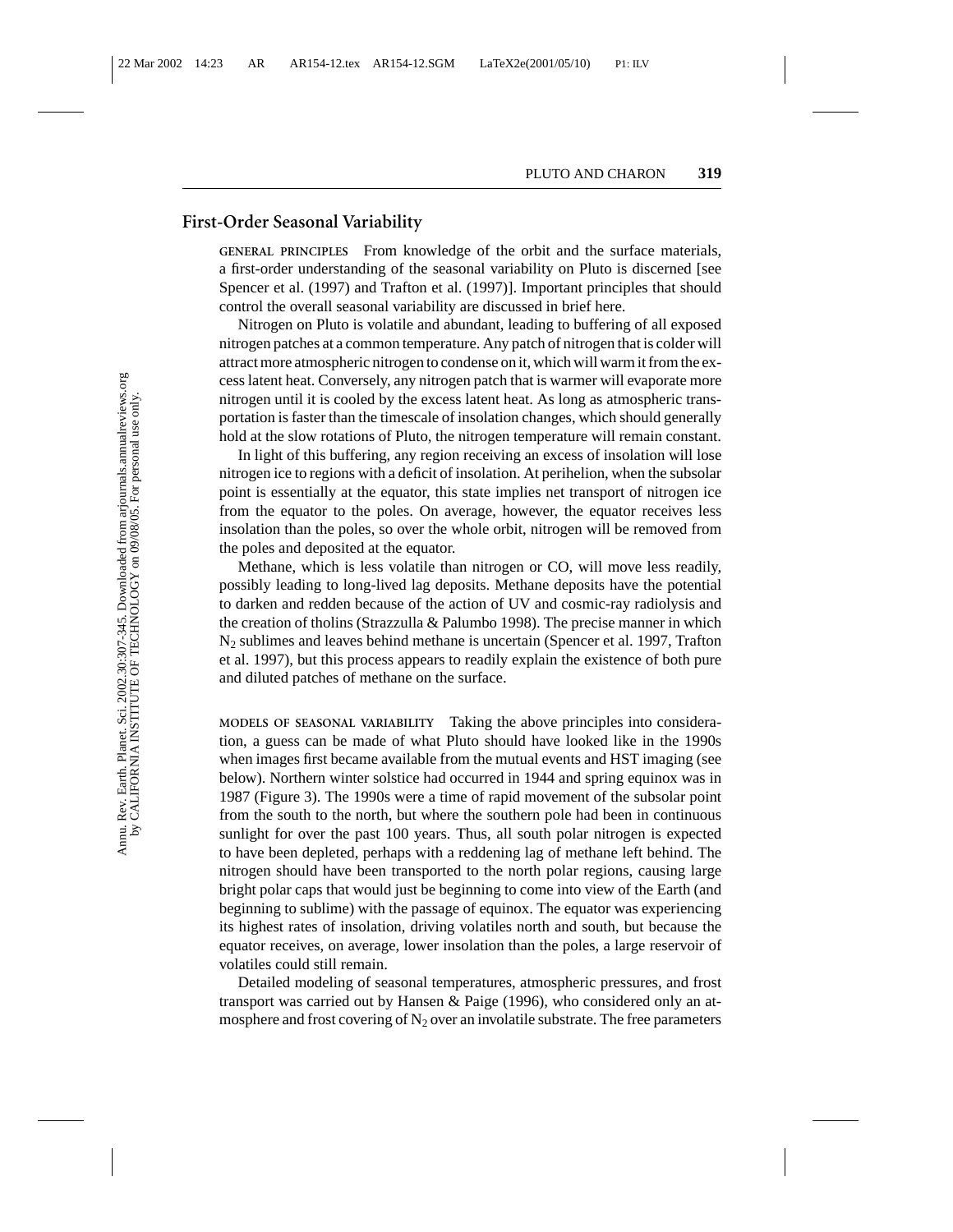## First-Order Seasonal Variability

**GENERAL PRINCIPLES** From knowledge of the orbit and the surface materials, a first-order understanding of the seasonal variability on Pluto is discerned [see Spencer et al. (1997) and Trafton et al. (1997)]. Important principles that should control the overall seasonal variability are discussed in brief here.

Nitrogen on Pluto is volatile and abundant, leading to buffering of all exposed nitrogen patches at a common temperature. Any patch of nitrogen that is colder will attract more atmospheric nitrogen to condense on it, which will warm it from the excess latent heat. Conversely, any nitrogen patch that is warmer will evaporate more nitrogen until it is cooled by the excess latent heat. As long as atmospheric transportation is faster than the timescale of insolation changes, which should generally hold at the slow rotations of Pluto, the nitrogen temperature will remain constant.

In light of this buffering, any region receiving an excess of insolation will lose nitrogen ice to regions with a deficit of insolation. At perihelion, when the subsolar point is essentially at the equator, this state implies net transport of nitrogen ice from the equator to the poles. On average, however, the equator receives less insolation than the poles, so over the whole orbit, nitrogen will be removed from the poles and deposited at the equator.

Methane, which is less volatile than nitrogen or CO, will move less readily, possibly leading to long-lived lag deposits. Methane deposits have the potential to darken and redden because of the action of UV and cosmic-ray radiolysis and the creation of tholins (Strazzulla & Palumbo 1998). The precise manner in which $N_2$ sublimes and leaves behind methane is uncertain (Spencer et al. 1997, Trafton et al. 1997), but this process appears to readily explain the existence of both pure and diluted patches of methane on the surface.

**MODELS OF SEASONAL VARIABILITY** Taking the above principles into consideration, a guess can be made of what Pluto should have looked like in the 1990s when images first became available from the mutual events and HST imaging (see below). Northern winter solstice had occurred in 1944 and spring equinox was in 1987 (Figure 3). The 1990s were a time of rapid movement of the subsolar point from the south to the north, but where the southern pole had been in continuous sunlight for over the past 100 years. Thus, all south polar nitrogen is expected to have been depleted, perhaps with a reddening lag of methane left behind. The nitrogen should have been transported to the north polar regions, causing large bright polar caps that would just be beginning to come into view of the Earth (and beginning to sublime) with the passage of equinox. The equator was experiencing its highest rates of insolation, driving volatiles north and south, but because the equator receives, on average, lower insolation than the poles, a large reservoir of volatiles could still remain.

Detailed modeling of seasonal temperatures, atmospheric pressures, and frost transport was carried out by Hansen & Paige (1996), who considered only an atmosphere and frost covering of $N_2$ over an involatile substrate. The free parameters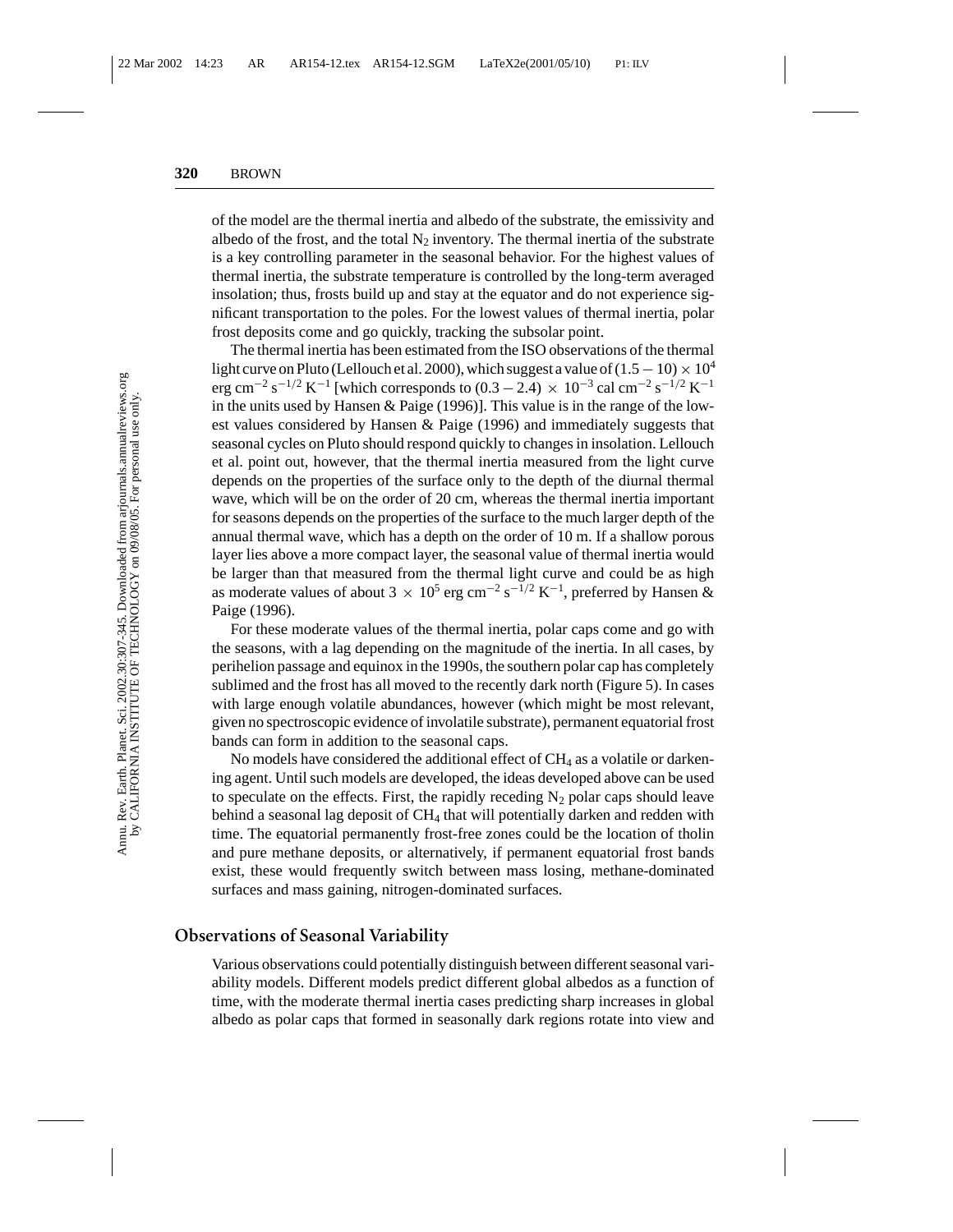of the model are the thermal inertia and albedo of the substrate, the emissivity and albedo of the frost, and the total $N_2$ inventory. The thermal inertia of the substrate is a key controlling parameter in the seasonal behavior. For the highest values of thermal inertia, the substrate temperature is controlled by the long-term averaged insolation; thus, frosts build up and stay at the equator and do not experience significant transportation to the poles. For the lowest values of thermal inertia, polar frost deposits come and go quickly, tracking the subsolar point.

The thermal inertia has been estimated from the ISO observations of the thermal light curve on Pluto (Lellouch et al. 2000), which suggest a value of $(1.5 - 10) \times 10^4$ erg cm$^{-2}$ s$^{-1/2}$ K$^{-1}$ [which corresponds to $(0.3 - 2.4) \times 10^{-3}$ cal cm$^{-2}$ s$^{-1/2}$ K$^{-1}$ in the units used by Hansen & Paige (1996)]. This value is in the range of the lowest values considered by Hansen & Paige (1996) and immediately suggests that seasonal cycles on Pluto should respond quickly to changes in insolation. Lellouch et al. point out, however, that the thermal inertia measured from the light curve depends on the properties of the surface only to the depth of the diurnal thermal wave, which will be on the order of 20 cm, whereas the thermal inertia important for seasons depends on the properties of the surface to the much larger depth of the annual thermal wave, which has a depth on the order of 10 m. If a shallow porous layer lies above a more compact layer, the seasonal value of thermal inertia would be larger than that measured from the thermal light curve and could be as high as moderate values of about $3 \times 10^5$ erg cm$^{-2}$ s$^{-1/2}$ K$^{-1}$, preferred by Hansen & Paige (1996).

For these moderate values of the thermal inertia, polar caps come and go with the seasons, with a lag depending on the magnitude of the inertia. In all cases, by perihelion passage and equinox in the 1990s, the southern polar cap has completely sublimed and the frost has all moved to the recently dark north (Figure 5). In cases with large enough volatile abundances, however (which might be most relevant, given no spectroscopic evidence of involatile substrate), permanent equatorial frost bands can form in addition to the seasonal caps.

No models have considered the additional effect of $CH_4$ as a volatile or darkening agent. Until such models are developed, the ideas developed above can be used to speculate on the effects. First, the rapidly receding $N_2$ polar caps should leave behind a seasonal lag deposit of $CH_4$ that will potentially darken and redden with time. The equatorial permanently frost-free zones could be the location of tholin and pure methane deposits, or alternatively, if permanent equatorial frost bands exist, these would frequently switch between mass losing, methane-dominated surfaces and mass gaining, nitrogen-dominated surfaces.

## Observations of Seasonal Variability

Various observations could potentially distinguish between different seasonal variability models. Different models predict different global albedos as a function of time, with the moderate thermal inertia cases predicting sharp increases in global albedo as polar caps that formed in seasonally dark regions rotate into view and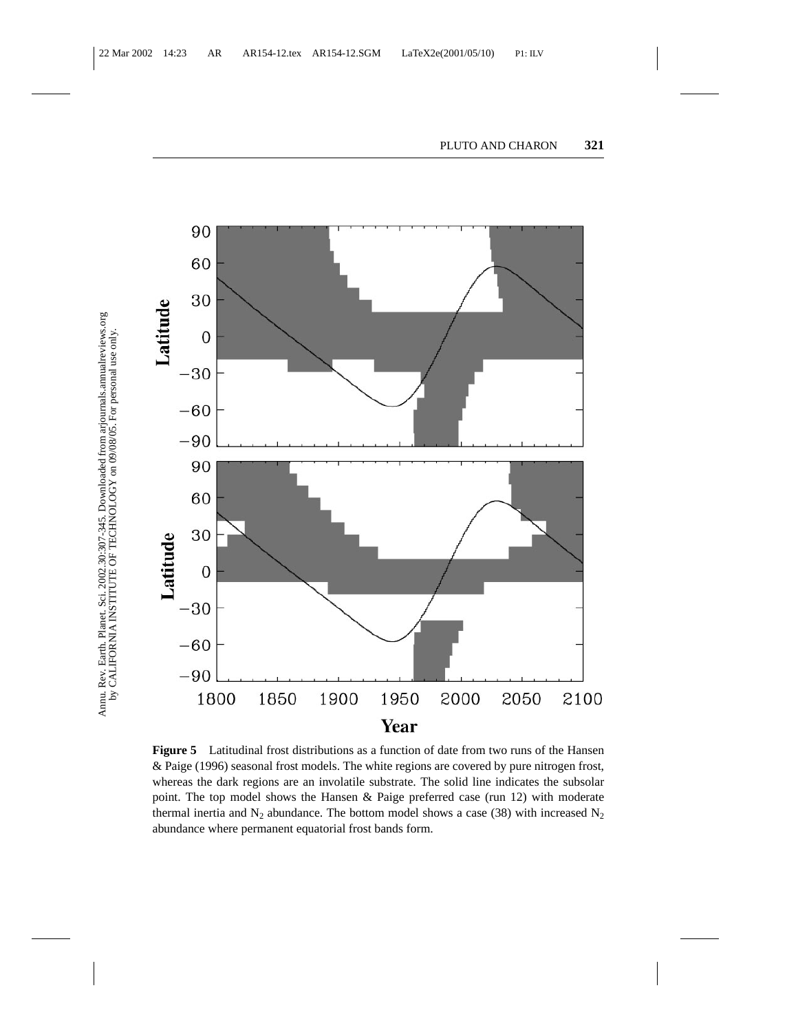**Figure 5** Latitudinal frost distributions as a function of date from two runs of the Hansen & Paige (1996) seasonal frost models. The white regions are covered by pure nitrogen frost, whereas the dark regions are an involatile substrate. The solid line indicates the subsolar point. The top model shows the Hansen & Paige preferred case (run 12) with moderate thermal inertia and $N_2$ abundance. The bottom model shows a case (38) with increased $N_2$ abundance where permanent equatorial frost bands form.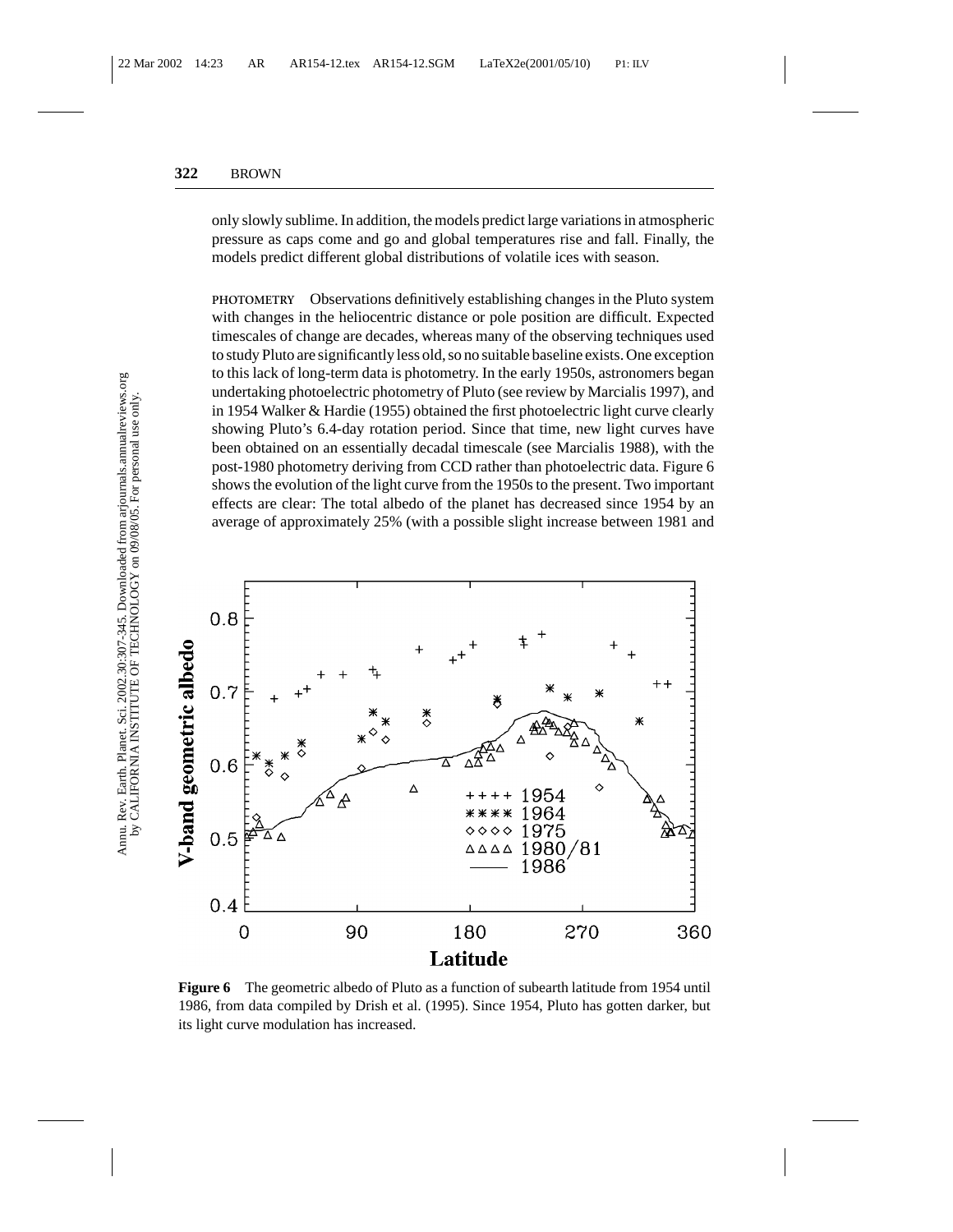only slowly sublime. In addition, the models predict large variations in atmospheric pressure as caps come and go and global temperatures rise and fall. Finally, the models predict different global distributions of volatile ices with season.

**PHOTOMETRY** Observations definitively establishing changes in the Pluto system with changes in the heliocentric distance or pole position are difficult. Expected timescales of change are decades, whereas many of the observing techniques used to study Pluto are significantly less old, so no suitable baseline exists. One exception to this lack of long-term data is photometry. In the early 1950s, astronomers began undertaking photoelectric photometry of Pluto (see review by Marcialis 1997), and in 1954 Walker & Hardie (1955) obtained the first photoelectric light curve clearly showing Pluto's 6.4-day rotation period. Since that time, new light curves have been obtained on an essentially decadal timescale (see Marcialis 1988), with the post-1980 photometry deriving from CCD rather than photoelectric data. Figure 6 shows the evolution of the light curve from the 1950s to the present. Two important effects are clear: The total albedo of the planet has decreased since 1954 by an average of approximately 25% (with a possible slight increase between 1981 and

**Figure 6** The geometric albedo of Pluto as a function of subearth latitude from 1954 until 1986, from data compiled by Drish et al. (1995). Since 1954, Pluto has gotten darker, but its light curve modulation has increased.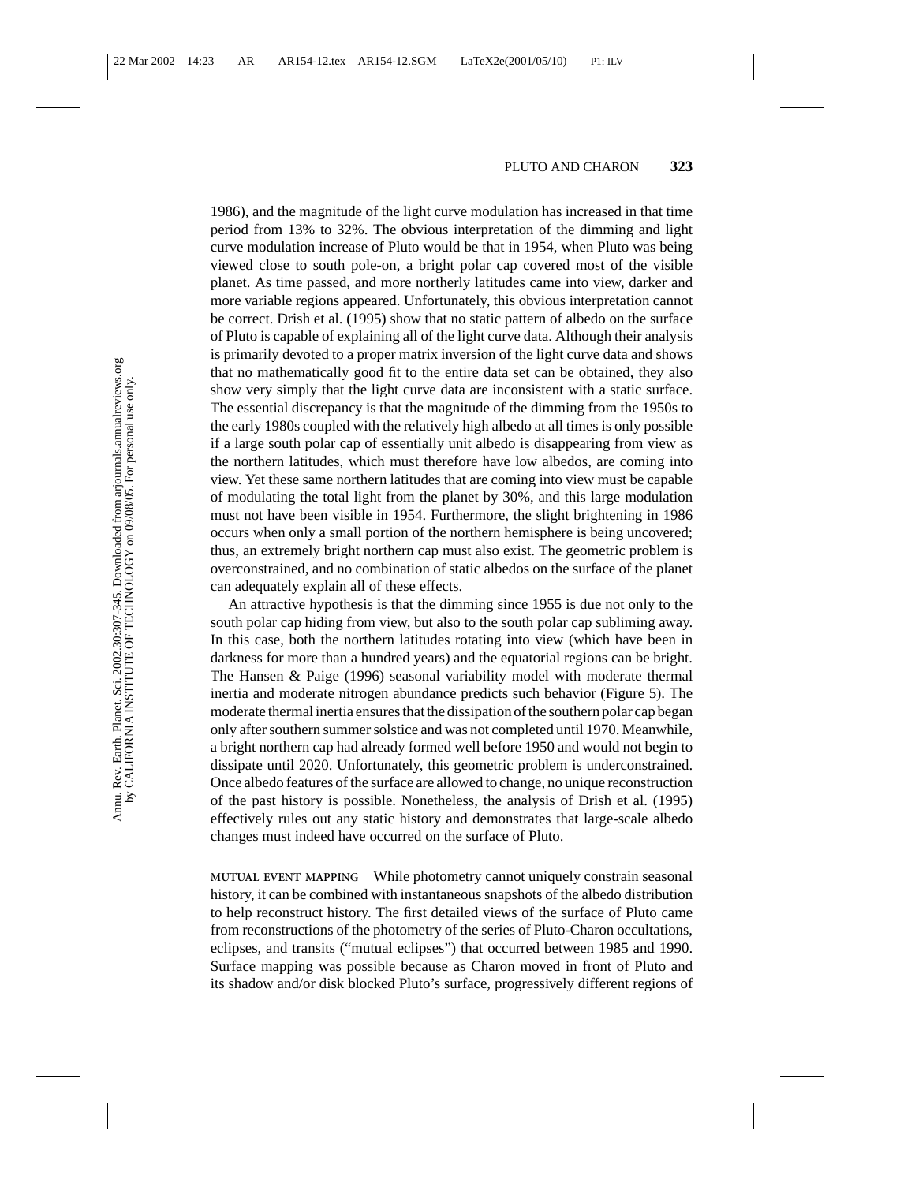1986), and the magnitude of the light curve modulation has increased in that time period from 13% to 32%. The obvious interpretation of the dimming and light curve modulation increase of Pluto would be that in 1954, when Pluto was being viewed close to south pole-on, a bright polar cap covered most of the visible planet. As time passed, and more northerly latitudes came into view, darker and more variable regions appeared. Unfortunately, this obvious interpretation cannot be correct. Drish et al. (1995) show that no static pattern of albedo on the surface of Pluto is capable of explaining all of the light curve data. Although their analysis is primarily devoted to a proper matrix inversion of the light curve data and shows that no mathematically good fit to the entire data set can be obtained, they also show very simply that the light curve data are inconsistent with a static surface. The essential discrepancy is that the magnitude of the dimming from the 1950s to the early 1980s coupled with the relatively high albedo at all times is only possible if a large south polar cap of essentially unit albedo is disappearing from view as the northern latitudes, which must therefore have low albedos, are coming into view. Yet these same northern latitudes that are coming into view must be capable of modulating the total light from the planet by 30%, and this large modulation must not have been visible in 1954. Furthermore, the slight brightening in 1986 occurs when only a small portion of the northern hemisphere is being uncovered; thus, an extremely bright northern cap must also exist. The geometric problem is overconstrained, and no combination of static albedos on the surface of the planet can adequately explain all of these effects.

An attractive hypothesis is that the dimming since 1955 is due not only to the south polar cap hiding from view, but also to the south polar cap subliming away. In this case, both the northern latitudes rotating into view (which have been in darkness for more than a hundred years) and the equatorial regions can be bright. The Hansen & Paige (1996) seasonal variability model with moderate thermal inertia and moderate nitrogen abundance predicts such behavior (Figure 5). The moderate thermal inertia ensures that the dissipation of the southern polar cap began only after southern summer solstice and was not completed until 1970. Meanwhile, a bright northern cap had already formed well before 1950 and would not begin to dissipate until 2020. Unfortunately, this geometric problem is underconstrained. Once albedo features of the surface are allowed to change, no unique reconstruction of the past history is possible. Nonetheless, the analysis of Drish et al. (1995) effectively rules out any static history and demonstrates that large-scale albedo changes must indeed have occurred on the surface of Pluto.

MUTUAL EVENT MAPPING While photometry cannot uniquely constrain seasonal history, it can be combined with instantaneous snapshots of the albedo distribution to help reconstruct history. The first detailed views of the surface of Pluto came from reconstructions of the photometry of the series of Pluto-Charon occultations, eclipses, and transits ("mutual eclipses") that occurred between 1985 and 1990. Surface mapping was possible because as Charon moved in front of Pluto and its shadow and/or disk blocked Pluto's surface, progressively different regions of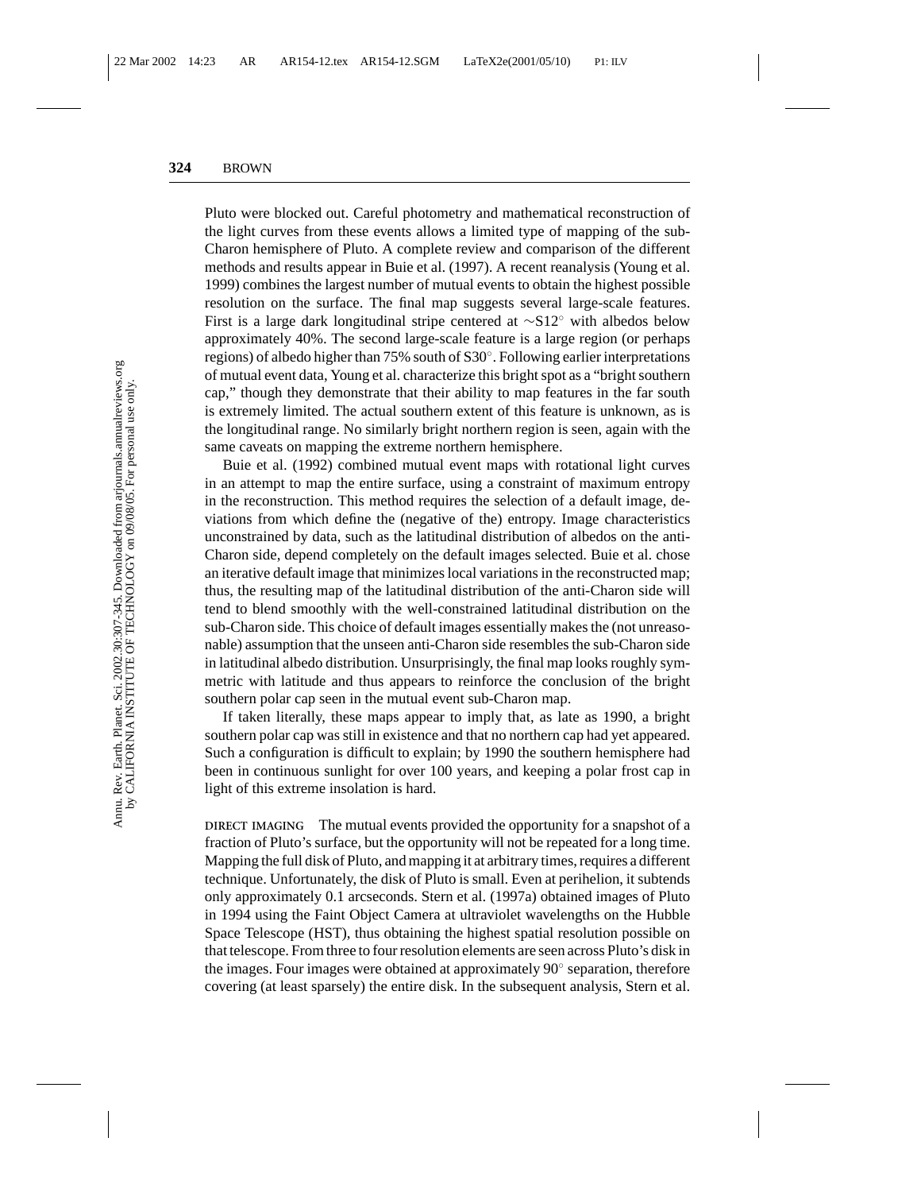Pluto were blocked out. Careful photometry and mathematical reconstruction of the light curves from these events allows a limited type of mapping of the sub-Charon hemisphere of Pluto. A complete review and comparison of the different methods and results appear in Buie et al. (1997). A recent reanalysis (Young et al. 1999) combines the largest number of mutual events to obtain the highest possible resolution on the surface. The final map suggests several large-scale features. First is a large dark longitudinal stripe centered at $\sim$S12° with albedos below approximately 40%. The second large-scale feature is a large region (or perhaps regions) of albedo higher than 75% south of S30°. Following earlier interpretations of mutual event data, Young et al. characterize this bright spot as a "bright southern cap," though they demonstrate that their ability to map features in the far south is extremely limited. The actual southern extent of this feature is unknown, as is the longitudinal range. No similarly bright northern region is seen, again with the same caveats on mapping the extreme northern hemisphere.

Buie et al. (1992) combined mutual event maps with rotational light curves in an attempt to map the entire surface, using a constraint of maximum entropy in the reconstruction. This method requires the selection of a default image, deviations from which define the (negative of the) entropy. Image characteristics unconstrained by data, such as the latitudinal distribution of albedos on the anti-Charon side, depend completely on the default images selected. Buie et al. chose an iterative default image that minimizes local variations in the reconstructed map; thus, the resulting map of the latitudinal distribution of the anti-Charon side will tend to blend smoothly with the well-constrained latitudinal distribution on the sub-Charon side. This choice of default images essentially makes the (not unreasonable) assumption that the unseen anti-Charon side resembles the sub-Charon side in latitudinal albedo distribution. Unsurprisingly, the final map looks roughly symmetric with latitude and thus appears to reinforce the conclusion of the bright southern polar cap seen in the mutual event sub-Charon map.

If taken literally, these maps appear to imply that, as late as 1990, a bright southern polar cap was still in existence and that no northern cap had yet appeared. Such a configuration is difficult to explain; by 1990 the southern hemisphere had been in continuous sunlight for over 100 years, and keeping a polar frost cap in light of this extreme insolation is hard.

DIRECT IMAGING The mutual events provided the opportunity for a snapshot of a fraction of Pluto's surface, but the opportunity will not be repeated for a long time. Mapping the full disk of Pluto, and mapping it at arbitrary times, requires a different technique. Unfortunately, the disk of Pluto is small. Even at perihelion, it subtends only approximately 0.1 arcseconds. Stern et al. (1997a) obtained images of Pluto in 1994 using the Faint Object Camera at ultraviolet wavelengths on the Hubble Space Telescope (HST), thus obtaining the highest spatial resolution possible on that telescope. From three to four resolution elements are seen across Pluto's disk in the images. Four images were obtained at approximately 90° separation, therefore covering (at least sparsely) the entire disk. In the subsequent analysis, Stern et al.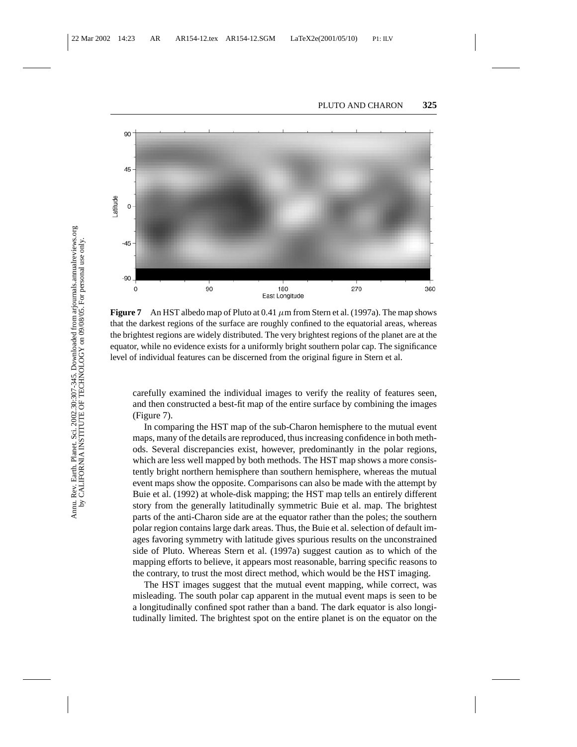**Figure 7** An HST albedo map of Pluto at 0.41 $\mu$m from Stern et al. (1997a). The map shows that the darkest regions of the surface are roughly confined to the equatorial areas, whereas the brightest regions are widely distributed. The very brightest regions of the planet are at the equator, while no evidence exists for a uniformly bright southern polar cap. The significance level of individual features can be discerned from the original figure in Stern et al.

carefully examined the individual images to verify the reality of features seen, and then constructed a best-fit map of the entire surface by combining the images (Figure 7).

In comparing the HST map of the sub-Charon hemisphere to the mutual event maps, many of the details are reproduced, thus increasing confidence in both methods. Several discrepancies exist, however, predominantly in the polar regions, which are less well mapped by both methods. The HST map shows a more consistently bright northern hemisphere than southern hemisphere, whereas the mutual event maps show the opposite. Comparisons can also be made with the attempt by Buie et al. (1992) at whole-disk mapping; the HST map tells an entirely different story from the generally latitudinally symmetric Buie et al. map. The brightest parts of the anti-Charon side are at the equator rather than the poles; the southern polar region contains large dark areas. Thus, the Buie et al. selection of default images favoring symmetry with latitude gives spurious results on the unconstrained side of Pluto. Whereas Stern et al. (1997a) suggest caution as to which of the mapping efforts to believe, it appears most reasonable, barring specific reasons to the contrary, to trust the most direct method, which would be the HST imaging.

The HST images suggest that the mutual event mapping, while correct, was misleading. The south polar cap apparent in the mutual event maps is seen to be a longitudinally confined spot rather than a band. The dark equator is also longitudinally limited. The brightest spot on the entire planet is on the equator on the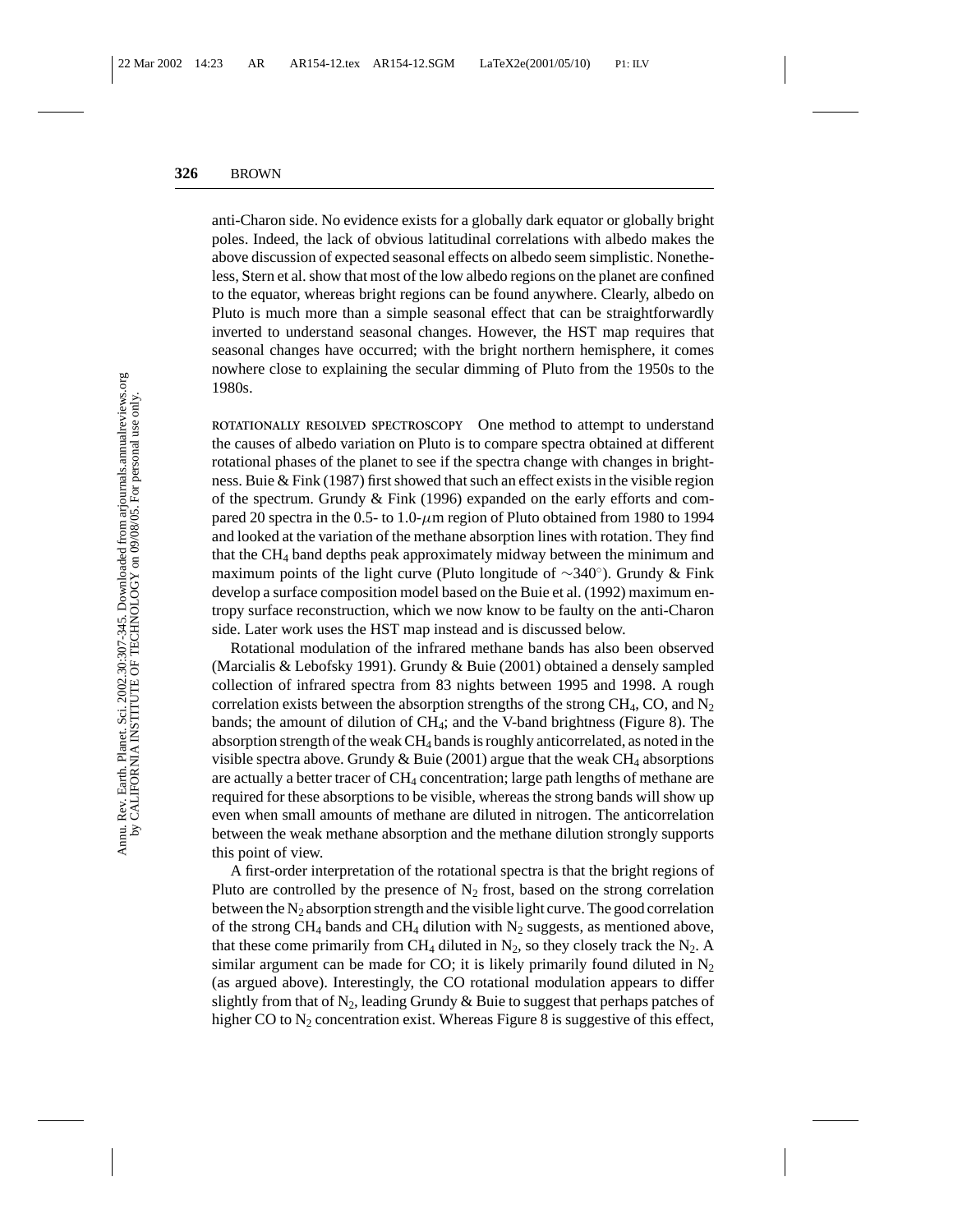anti-Charon side. No evidence exists for a globally dark equator or globally bright poles. Indeed, the lack of obvious latitudinal correlations with albedo makes the above discussion of expected seasonal effects on albedo seem simplistic. Nonetheless, Stern et al. show that most of the low albedo regions on the planet are confined to the equator, whereas bright regions can be found anywhere. Clearly, albedo on Pluto is much more than a simple seasonal effect that can be straightforwardly inverted to understand seasonal changes. However, the HST map requires that seasonal changes have occurred; with the bright northern hemisphere, it comes nowhere close to explaining the secular dimming of Pluto from the 1950s to the 1980s.

**ROTATIONALLY RESOLVED SPECTROSCOPY** One method to attempt to understand the causes of albedo variation on Pluto is to compare spectra obtained at different rotational phases of the planet to see if the spectra change with changes in brightness. Buie & Fink (1987) first showed that such an effect exists in the visible region of the spectrum. Grundy & Fink (1996) expanded on the early efforts and compared 20 spectra in the 0.5- to 1.0-$\mu$m region of Pluto obtained from 1980 to 1994 and looked at the variation of the methane absorption lines with rotation. They find that the $CH_4$ band depths peak approximately midway between the minimum and maximum points of the light curve (Pluto longitude of $\sim 340^\circ$). Grundy & Fink develop a surface composition model based on the Buie et al. (1992) maximum entropy surface reconstruction, which we now know to be faulty on the anti-Charon side. Later work uses the HST map instead and is discussed below.

Rotational modulation of the infrared methane bands has also been observed (Marcialis & Lebofsky 1991). Grundy & Buie (2001) obtained a densely sampled collection of infrared spectra from 83 nights between 1995 and 1998. A rough correlation exists between the absorption strengths of the strong $CH_4$, CO, and $N_2$ bands; the amount of dilution of $CH_4$; and the V-band brightness (Figure 8). The absorption strength of the weak $CH_4$ bands is roughly anticorrelated, as noted in the visible spectra above. Grundy & Buie (2001) argue that the weak $CH_4$ absorptions are actually a better tracer of $CH_4$ concentration; large path lengths of methane are required for these absorptions to be visible, whereas the strong bands will show up even when small amounts of methane are diluted in nitrogen. The anticorrelation between the weak methane absorption and the methane dilution strongly supports this point of view.

A first-order interpretation of the rotational spectra is that the bright regions of Pluto are controlled by the presence of $N_2$ frost, based on the strong correlation between the $N_2$ absorption strength and the visible light curve. The good correlation of the strong $CH_4$ bands and $CH_4$ dilution with $N_2$ suggests, as mentioned above, that these come primarily from $CH_4$ diluted in $N_2$, so they closely track the $N_2$. A similar argument can be made for CO; it is likely primarily found diluted in $N_2$ (as argued above). Interestingly, the CO rotational modulation appears to differ slightly from that of $N_2$, leading Grundy & Buie to suggest that perhaps patches of higher CO to $N_2$ concentration exist. Whereas Figure 8 is suggestive of this effect,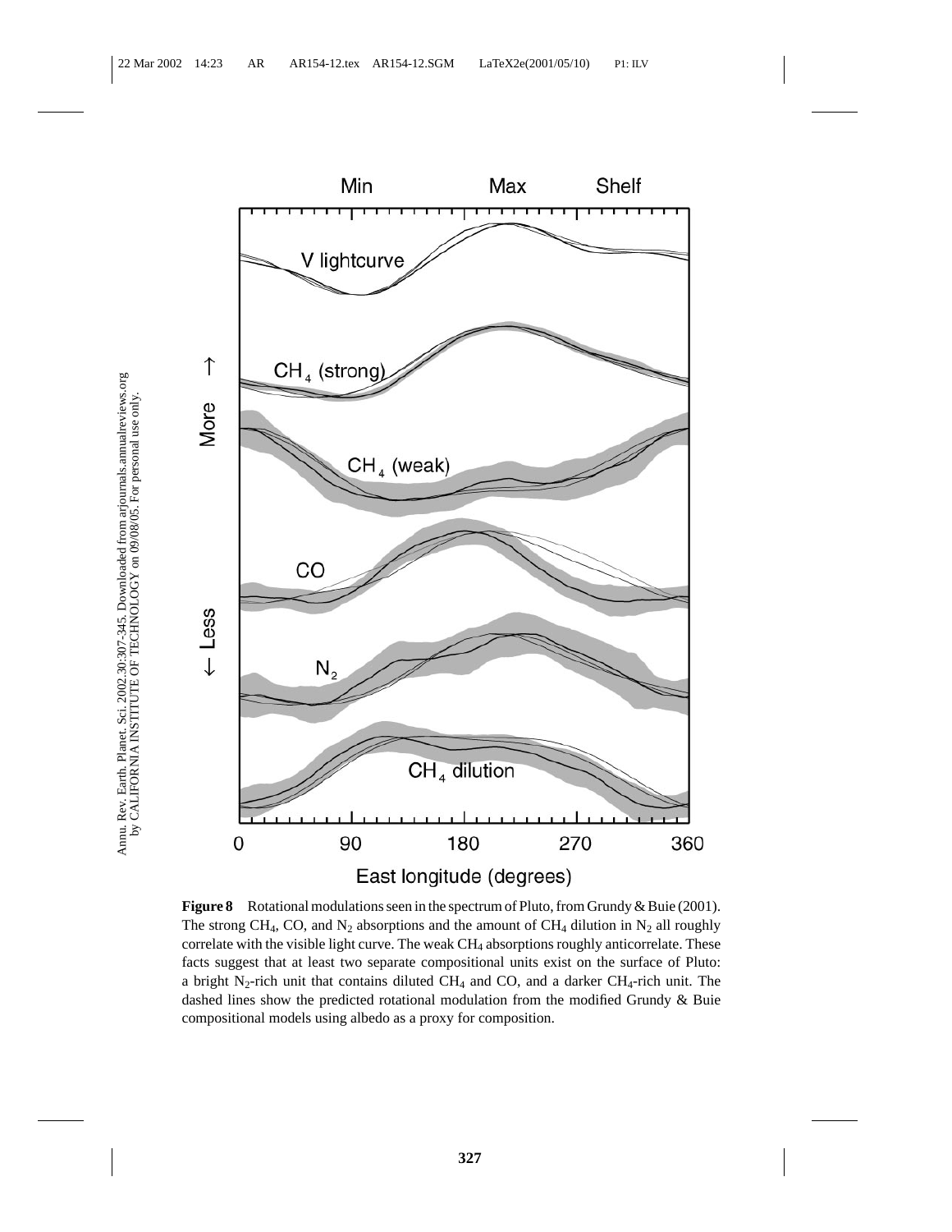**Figure 8** Rotational modulations seen in the spectrum of Pluto, from Grundy & Buie (2001). The strong $CH_4$, CO, and $N_2$ absorptions and the amount of $CH_4$ dilution in $N_2$ all roughly correlate with the visible light curve. The weak $CH_4$ absorptions roughly anticorrelate. These facts suggest that at least two separate compositional units exist on the surface of Pluto: a bright $N_2$-rich unit that contains diluted $CH_4$ and CO, and a darker $CH_4$-rich unit. The dashed lines show the predicted rotational modulation from the modified Grundy & Buie compositional models using albedo as a proxy for composition.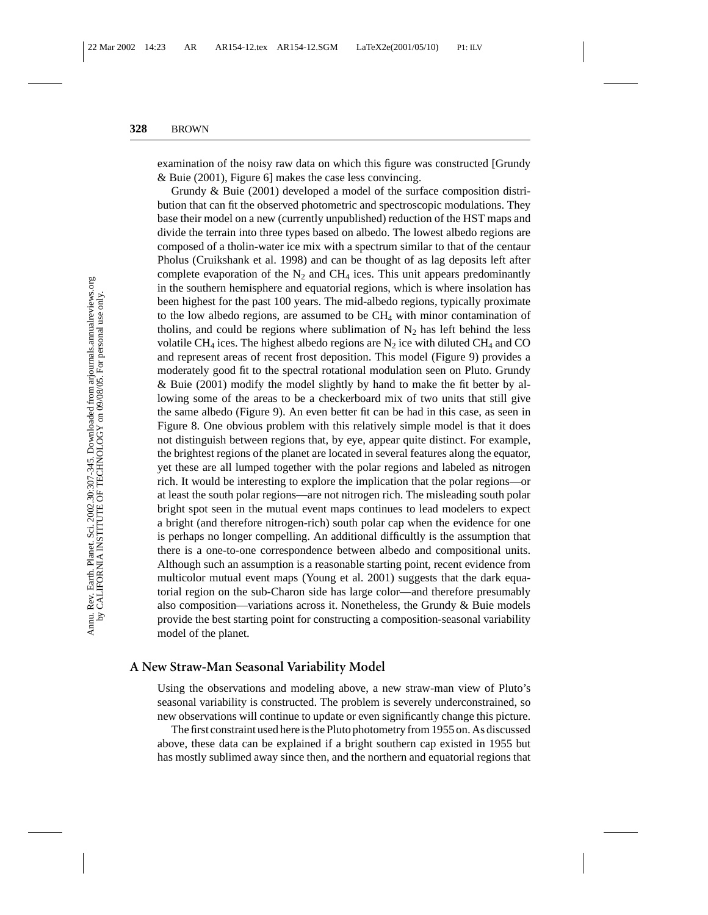examination of the noisy raw data on which this figure was constructed [Grundy & Buie (2001), Figure 6] makes the case less convincing.

Grundy & Buie (2001) developed a model of the surface composition distribution that can fit the observed photometric and spectroscopic modulations. They base their model on a new (currently unpublished) reduction of the HST maps and divide the terrain into three types based on albedo. The lowest albedo regions are composed of a tholin-water ice mix with a spectrum similar to that of the centaur Pholus (Cruikshank et al. 1998) and can be thought of as lag deposits left after complete evaporation of the $N_2$ and $CH_4$ ices. This unit appears predominantly in the southern hemisphere and equatorial regions, which is where insolation has been highest for the past 100 years. The mid-albedo regions, typically proximate to the low albedo regions, are assumed to be $CH_4$ with minor contamination of tholins, and could be regions where sublimation of $N_2$ has left behind the less volatile $CH_4$ ices. The highest albedo regions are $N_2$ ice with diluted $CH_4$ and CO and represent areas of recent frost deposition. This model (Figure 9) provides a moderately good fit to the spectral rotational modulation seen on Pluto. Grundy & Buie (2001) modify the model slightly by hand to make the fit better by allowing some of the areas to be a checkerboard mix of two units that still give the same albedo (Figure 9). An even better fit can be had in this case, as seen in Figure 8. One obvious problem with this relatively simple model is that it does not distinguish between regions that, by eye, appear quite distinct. For example, the brightest regions of the planet are located in several features along the equator, yet these are all lumped together with the polar regions and labeled as nitrogen rich. It would be interesting to explore the implication that the polar regions—or at least the south polar regions—are not nitrogen rich. The misleading south polar bright spot seen in the mutual event maps continues to lead modelers to expect a bright (and therefore nitrogen-rich) south polar cap when the evidence for one is perhaps no longer compelling. An additional difficultly is the assumption that there is a one-to-one correspondence between albedo and compositional units. Although such an assumption is a reasonable starting point, recent evidence from multicolor mutual event maps (Young et al. 2001) suggests that the dark equatorial region on the sub-Charon side has large color—and therefore presumably also composition—variations across it. Nonetheless, the Grundy & Buie models provide the best starting point for constructing a composition-seasonal variability model of the planet.

## A New Straw-Man Seasonal Variability Model

Using the observations and modeling above, a new straw-man view of Pluto's seasonal variability is constructed. The problem is severely underconstrained, so new observations will continue to update or even significantly change this picture.

The first constraint used here is the Pluto photometry from 1955 on. As discussed above, these data can be explained if a bright southern cap existed in 1955 but has mostly sublimed away since then, and the northern and equatorial regions that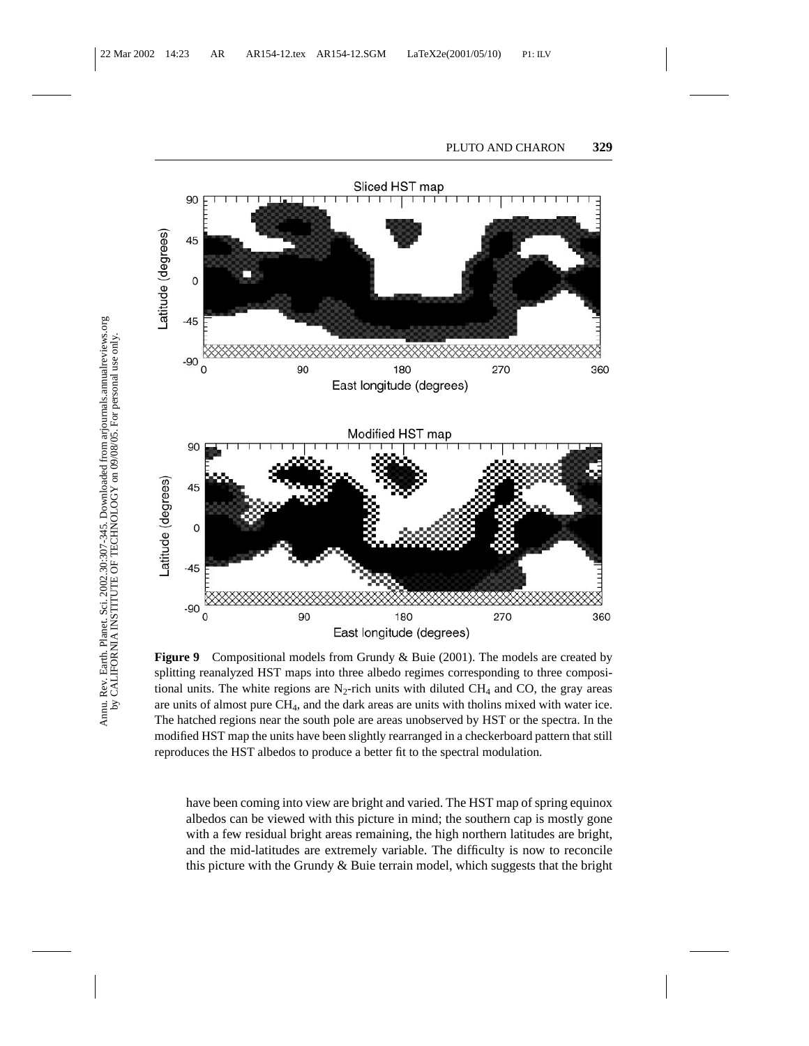**Figure 9** Compositional models from Grundy & Buie (2001). The models are created by splitting reanalyzed HST maps into three albedo regimes corresponding to three compositional units. The white regions are $N_2$-rich units with diluted $CH_4$ and CO, the gray areas are units of almost pure $CH_4$, and the dark areas are units with tholins mixed with water ice. The hatched regions near the south pole are areas unobserved by HST or the spectra. In the modified HST map the units have been slightly rearranged in a checkerboard pattern that still reproduces the HST albedos to produce a better fit to the spectral modulation.

have been coming into view are bright and varied. The HST map of spring equinox albedos can be viewed with this picture in mind; the southern cap is mostly gone with a few residual bright areas remaining, the high northern latitudes are bright, and the mid-latitudes are extremely variable. The difficulty is now to reconcile this picture with the Grundy & Buie terrain model, which suggests that the bright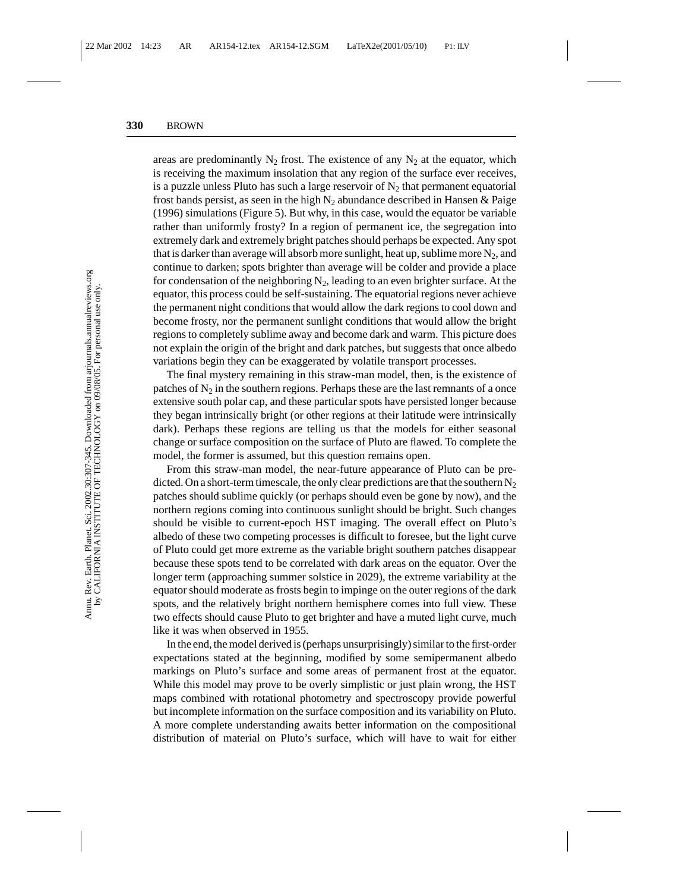areas are predominantly $N_2$ frost. The existence of any $N_2$ at the equator, which is receiving the maximum insolation that any region of the surface ever receives, is a puzzle unless Pluto has such a large reservoir of $N_2$ that permanent equatorial frost bands persist, as seen in the high $N_2$ abundance described in Hansen & Paige (1996) simulations (Figure 5). But why, in this case, would the equator be variable rather than uniformly frosty? In a region of permanent ice, the segregation into extremely dark and extremely bright patches should perhaps be expected. Any spot that is darker than average will absorb more sunlight, heat up, sublime more $N_2$, and continue to darken; spots brighter than average will be colder and provide a place for condensation of the neighboring $N_2$, leading to an even brighter surface. At the equator, this process could be self-sustaining. The equatorial regions never achieve the permanent night conditions that would allow the dark regions to cool down and become frosty, nor the permanent sunlight conditions that would allow the bright regions to completely sublime away and become dark and warm. This picture does not explain the origin of the bright and dark patches, but suggests that once albedo variations begin they can be exaggerated by volatile transport processes.

The final mystery remaining in this straw-man model, then, is the existence of patches of $N_2$ in the southern regions. Perhaps these are the last remnants of a once extensive south polar cap, and these particular spots have persisted longer because they began intrinsically bright (or other regions at their latitude were intrinsically dark). Perhaps these regions are telling us that the models for either seasonal change or surface composition on the surface of Pluto are flawed. To complete the model, the former is assumed, but this question remains open.

From this straw-man model, the near-future appearance of Pluto can be predicted. On a short-term timescale, the only clear predictions are that the southern $N_2$ patches should sublime quickly (or perhaps should even be gone by now), and the northern regions coming into continuous sunlight should be bright. Such changes should be visible to current-epoch HST imaging. The overall effect on Pluto's albedo of these two competing processes is difficult to foresee, but the light curve of Pluto could get more extreme as the variable bright southern patches disappear because these spots tend to be correlated with dark areas on the equator. Over the longer term (approaching summer solstice in 2029), the extreme variability at the equator should moderate as frosts begin to impinge on the outer regions of the dark spots, and the relatively bright northern hemisphere comes into full view. These two effects should cause Pluto to get brighter and have a muted light curve, much like it was when observed in 1955.

In the end, the model derived is (perhaps unsurprisingly) similar to the first-order expectations stated at the beginning, modified by some semipermanent albedo markings on Pluto's surface and some areas of permanent frost at the equator. While this model may prove to be overly simplistic or just plain wrong, the HST maps combined with rotational photometry and spectroscopy provide powerful but incomplete information on the surface composition and its variability on Pluto. A more complete understanding awaits better information on the compositional distribution of material on Pluto's surface, which will have to wait for either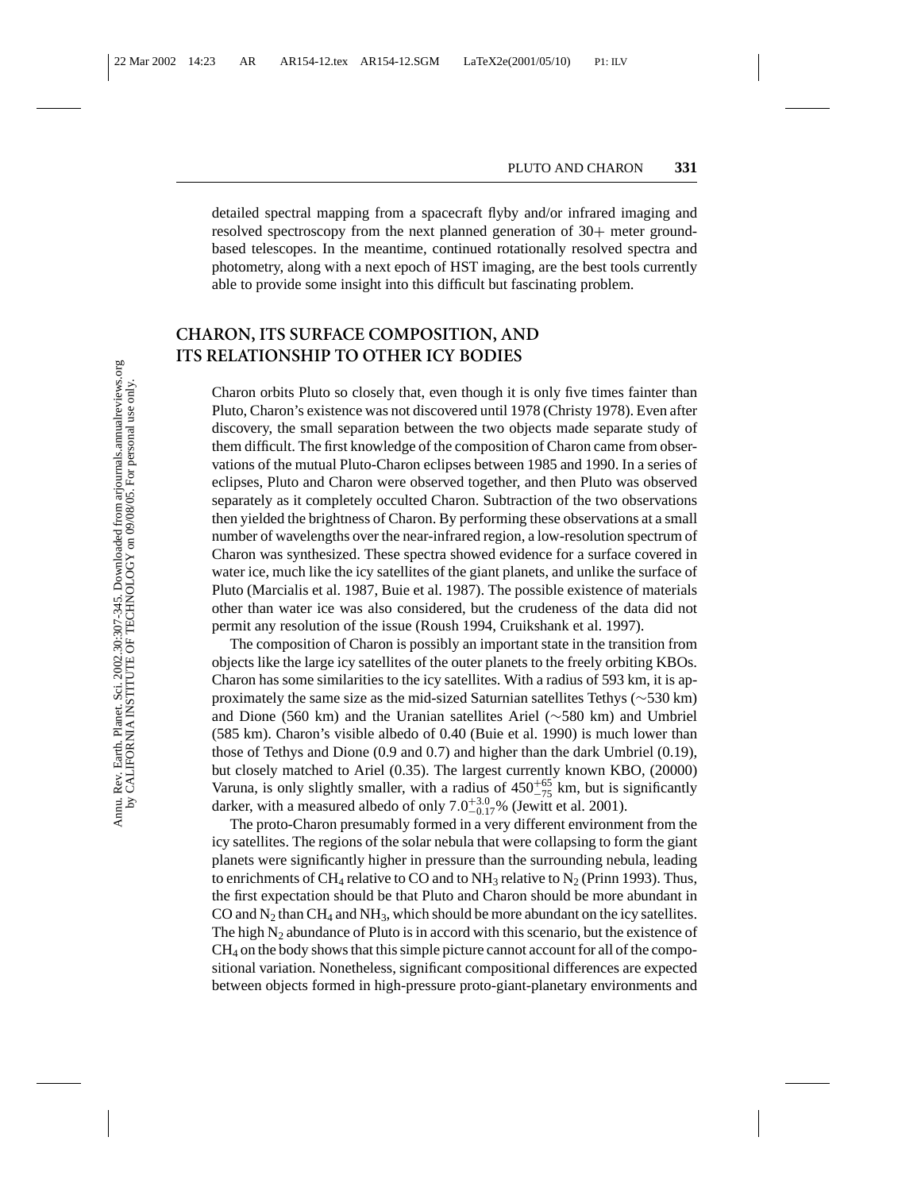detailed spectral mapping from a spacecraft flyby and/or infrared imaging and resolved spectroscopy from the next planned generation of 30+ meter ground-based telescopes. In the meantime, continued rotationally resolved spectra and photometry, along with a next epoch of HST imaging, are the best tools currently able to provide some insight into this difficult but fascinating problem.

## CHARON, ITS SURFACE COMPOSITION, AND ITS RELATIONSHIP TO OTHER ICY BODIES

Charon orbits Pluto so closely that, even though it is only five times fainter than Pluto, Charon's existence was not discovered until 1978 (Christy 1978). Even after discovery, the small separation between the two objects made separate study of them difficult. The first knowledge of the composition of Charon came from observations of the mutual Pluto-Charon eclipses between 1985 and 1990. In a series of eclipses, Pluto and Charon were observed together, and then Pluto was observed separately as it completely occulted Charon. Subtraction of the two observations then yielded the brightness of Charon. By performing these observations at a small number of wavelengths over the near-infrared region, a low-resolution spectrum of Charon was synthesized. These spectra showed evidence for a surface covered in water ice, much like the icy satellites of the giant planets, and unlike the surface of Pluto (Marcialis et al. 1987, Buie et al. 1987). The possible existence of materials other than water ice was also considered, but the crudeness of the data did not permit any resolution of the issue (Roush 1994, Cruikshank et al. 1997).

The composition of Charon is possibly an important state in the transition from objects like the large icy satellites of the outer planets to the freely orbiting KBOs. Charon has some similarities to the icy satellites. With a radius of 593 km, it is approximately the same size as the mid-sized Saturnian satellites Tethys (~530 km) and Dione (560 km) and the Uranian satellites Ariel (~580 km) and Umbriel (585 km). Charon's visible albedo of 0.40 (Buie et al. 1990) is much lower than those of Tethys and Dione (0.9 and 0.7) and higher than the dark Umbriel (0.19), but closely matched to Ariel (0.35). The largest currently known KBO, (20000) Varuna, is only slightly smaller, with a radius of $450^{+65}_{-75}$ km, but is significantly darker, with a measured albedo of only $7.0^{+3.0}_{-0.17}$% (Jewitt et al. 2001).

The proto-Charon presumably formed in a very different environment from the icy satellites. The regions of the solar nebula that were collapsing to form the giant planets were significantly higher in pressure than the surrounding nebula, leading to enrichments of $CH_4$ relative to CO and to $NH_3$ relative to $N_2$ (Prinn 1993). Thus, the first expectation should be that Pluto and Charon should be more abundant in CO and $N_2$ than $CH_4$ and $NH_3$, which should be more abundant on the icy satellites. The high $N_2$ abundance of Pluto is in accord with this scenario, but the existence of $CH_4$ on the body shows that this simple picture cannot account for all of the compositional variation. Nonetheless, significant compositional differences are expected between objects formed in high-pressure proto-giant-planetary environments and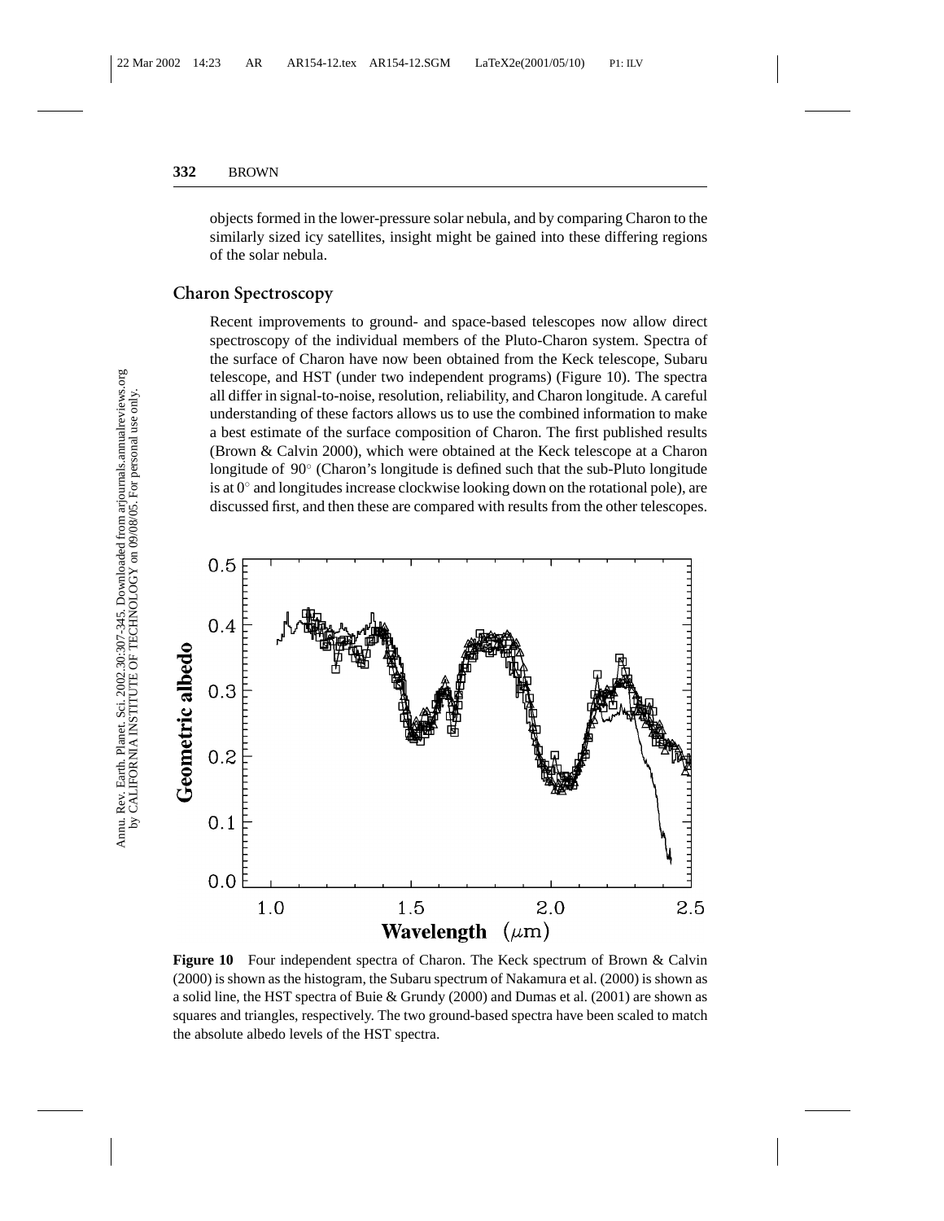objects formed in the lower-pressure solar nebula, and by comparing Charon to the similarly sized icy satellites, insight might be gained into these differing regions of the solar nebula.

## Charon Spectroscopy

Recent improvements to ground- and space-based telescopes now allow direct spectroscopy of the individual members of the Pluto-Charon system. Spectra of the surface of Charon have now been obtained from the Keck telescope, Subaru telescope, and HST (under two independent programs) (Figure 10). The spectra all differ in signal-to-noise, resolution, reliability, and Charon longitude. A careful understanding of these factors allows us to use the combined information to make a best estimate of the surface composition of Charon. The first published results (Brown & Calvin 2000), which were obtained at the Keck telescope at a Charon longitude of $90^{\circ}$ (Charon's longitude is defined such that the sub-Pluto longitude is at $0^{\circ}$ and longitudes increase clockwise looking down on the rotational pole), are discussed first, and then these are compared with results from the other telescopes.

**Figure 10** Four independent spectra of Charon. The Keck spectrum of Brown & Calvin (2000) is shown as the histogram, the Subaru spectrum of Nakamura et al. (2000) is shown as a solid line, the HST spectra of Buie & Grundy (2000) and Dumas et al. (2001) are shown as squares and triangles, respectively. The two ground-based spectra have been scaled to match the absolute albedo levels of the HST spectra.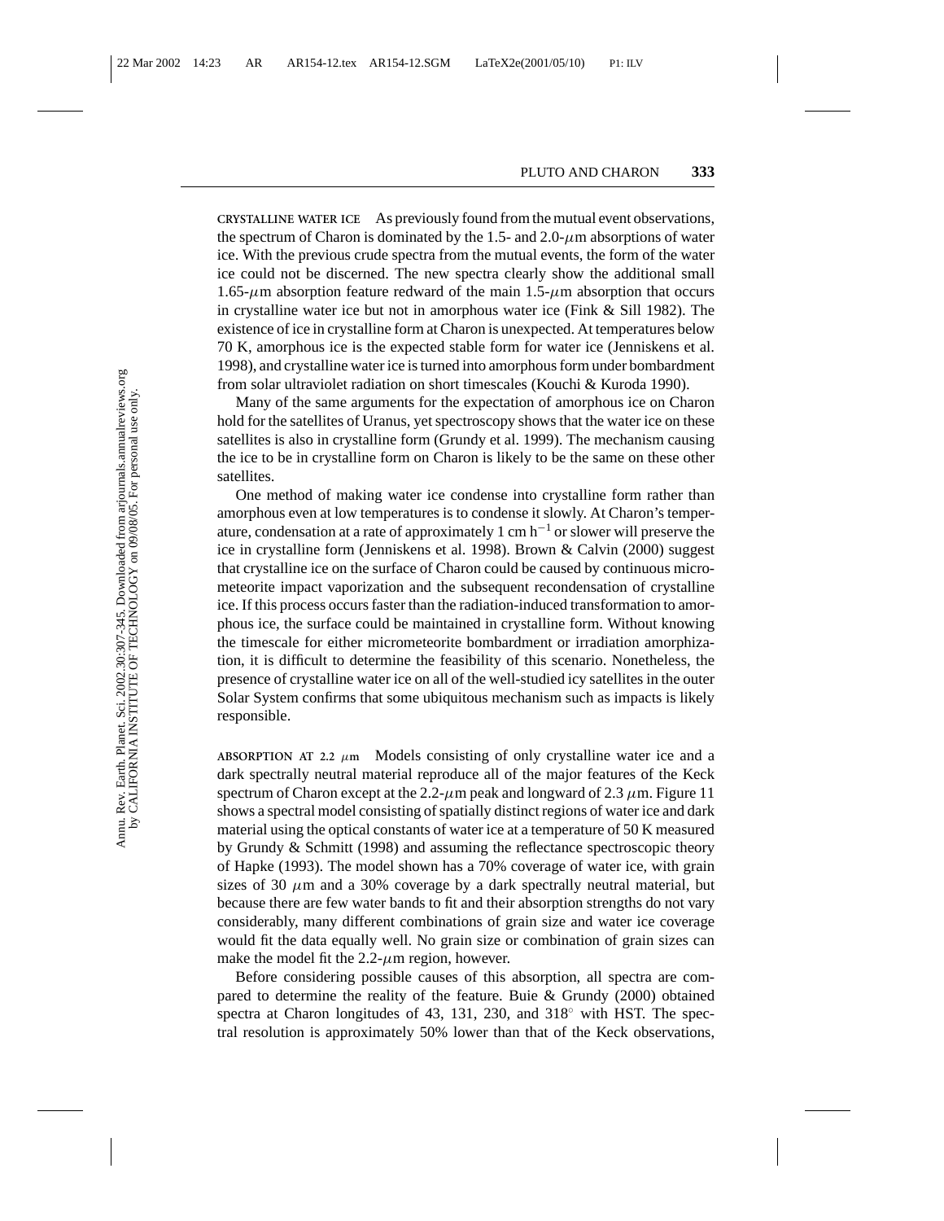**CRYSTALLINE WATER ICE** As previously found from the mutual event observations, the spectrum of Charon is dominated by the 1.5- and 2.0-$\mu$m absorptions of water ice. With the previous crude spectra from the mutual events, the form of the water ice could not be discerned. The new spectra clearly show the additional small 1.65-$\mu$m absorption feature redward of the main 1.5-$\mu$m absorption that occurs in crystalline water ice but not in amorphous water ice (Fink & Sill 1982). The existence of ice in crystalline form at Charon is unexpected. At temperatures below 70 K, amorphous ice is the expected stable form for water ice (Jenniskens et al. 1998), and crystalline water ice is turned into amorphous form under bombardment from solar ultraviolet radiation on short timescales (Kouchi & Kuroda 1990).

Many of the same arguments for the expectation of amorphous ice on Charon hold for the satellites of Uranus, yet spectroscopy shows that the water ice on these satellites is also in crystalline form (Grundy et al. 1999). The mechanism causing the ice to be in crystalline form on Charon is likely to be the same on these other satellites.

One method of making water ice condense into crystalline form rather than amorphous even at low temperatures is to condense it slowly. At Charon's temperature, condensation at a rate of approximately 1 cm $h^{-1}$ or slower will preserve the ice in crystalline form (Jenniskens et al. 1998). Brown & Calvin (2000) suggest that crystalline ice on the surface of Charon could be caused by continuous micrometeorite impact vaporization and the subsequent recondensation of crystalline ice. If this process occurs faster than the radiation-induced transformation to amorphous ice, the surface could be maintained in crystalline form. Without knowing the timescale for either micrometeorite bombardment or irradiation amorphization, it is difficult to determine the feasibility of this scenario. Nonetheless, the presence of crystalline water ice on all of the well-studied icy satellites in the outer Solar System confirms that some ubiquitous mechanism such as impacts is likely responsible.

**ABSORPTION AT 2.2 $\mu$m** Models consisting of only crystalline water ice and a dark spectrally neutral material reproduce all of the major features of the Keck spectrum of Charon except at the 2.2-$\mu$m peak and longward of 2.3 $\mu$m. Figure 11 shows a spectral model consisting of spatially distinct regions of water ice and dark material using the optical constants of water ice at a temperature of 50 K measured by Grundy & Schmitt (1998) and assuming the reflectance spectroscopic theory of Hapke (1993). The model shown has a 70% coverage of water ice, with grain sizes of 30 $\mu$m and a 30% coverage by a dark spectrally neutral material, but because there are few water bands to fit and their absorption strengths do not vary considerably, many different combinations of grain size and water ice coverage would fit the data equally well. No grain size or combination of grain sizes can make the model fit the 2.2-$\mu$m region, however.

Before considering possible causes of this absorption, all spectra are compared to determine the reality of the feature. Buie & Grundy (2000) obtained spectra at Charon longitudes of 43, 131, 230, and 318° with HST. The spectral resolution is approximately 50% lower than that of the Keck observations,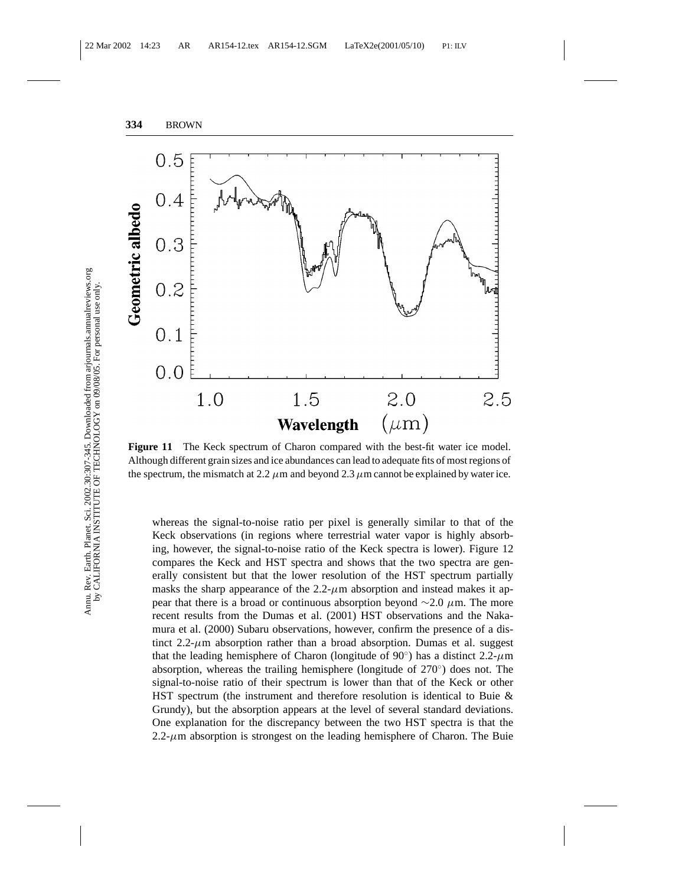**Figure 11** The Keck spectrum of Charon compared with the best-fit water ice model. Although different grain sizes and ice abundances can lead to adequate fits of most regions of the spectrum, the mismatch at 2.2 $\mu$m and beyond 2.3 $\mu$m cannot be explained by water ice.

whereas the signal-to-noise ratio per pixel is generally similar to that of the Keck observations (in regions where terrestrial water vapor is highly absorbing, however, the signal-to-noise ratio of the Keck spectra is lower). Figure 12 compares the Keck and HST spectra and shows that the two spectra are generally consistent but that the lower resolution of the HST spectrum partially masks the sharp appearance of the 2.2-$\mu$m absorption and instead makes it appear that there is a broad or continuous absorption beyond ∼2.0 $\mu$m. The more recent results from the Dumas et al. (2001) HST observations and the Nakamura et al. (2000) Subaru observations, however, confirm the presence of a distinct 2.2-$\mu$m absorption rather than a broad absorption. Dumas et al. suggest that the leading hemisphere of Charon (longitude of 90°) has a distinct 2.2-$\mu$m absorption, whereas the trailing hemisphere (longitude of 270°) does not. The signal-to-noise ratio of their spectrum is lower than that of the Keck or other HST spectrum (the instrument and therefore resolution is identical to Buie & Grundy), but the absorption appears at the level of several standard deviations. One explanation for the discrepancy between the two HST spectra is that the 2.2-$\mu$m absorption is strongest on the leading hemisphere of Charon. The Buie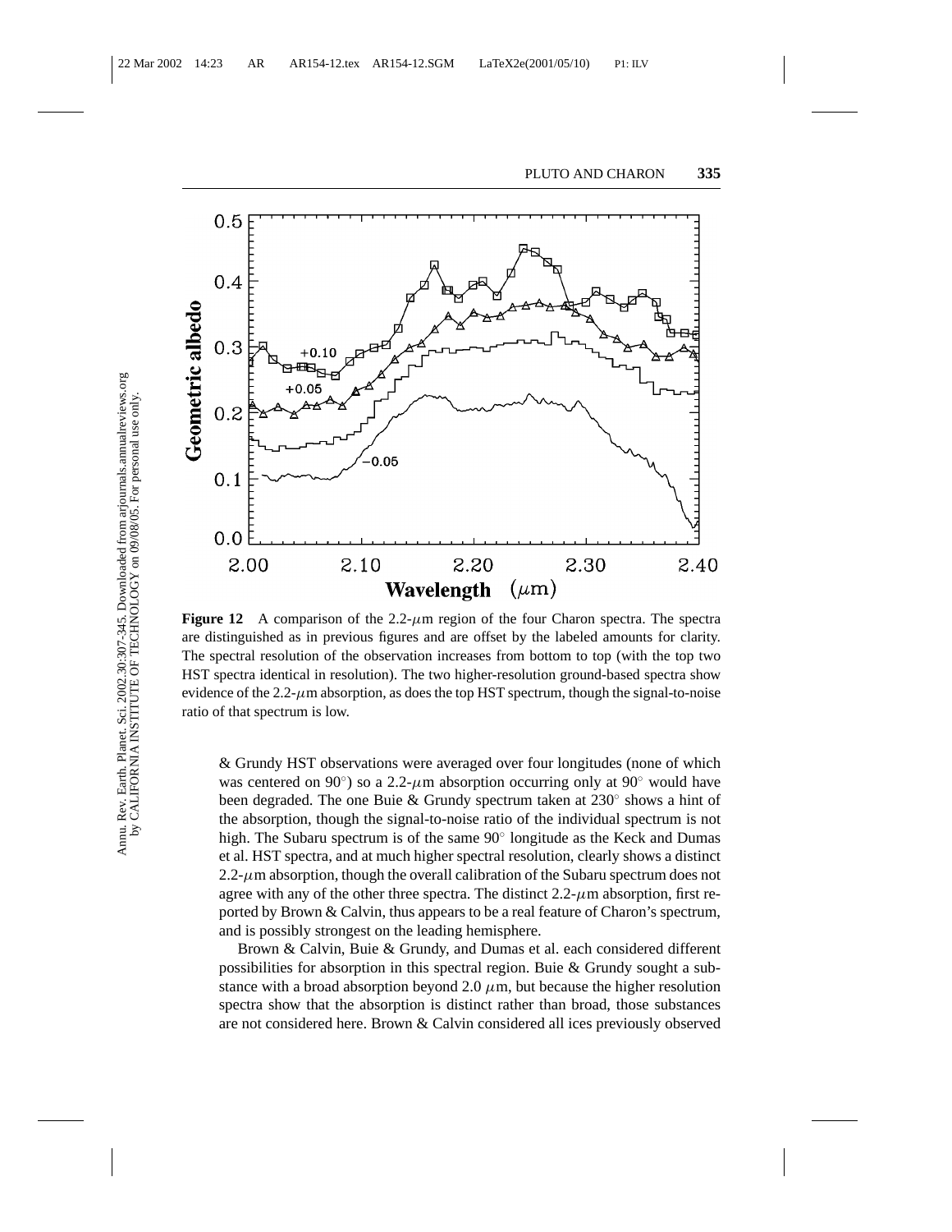**Figure 12** A comparison of the 2.2-$\mu$m region of the four Charon spectra. The spectra are distinguished as in previous figures and are offset by the labeled amounts for clarity. The spectral resolution of the observation increases from bottom to top (with the top two HST spectra identical in resolution). The two higher-resolution ground-based spectra show evidence of the 2.2-$\mu$m absorption, as does the top HST spectrum, though the signal-to-noise ratio of that spectrum is low.

& Grundy HST observations were averaged over four longitudes (none of which was centered on 90°) so a 2.2-$\mu$m absorption occurring only at 90° would have been degraded. The one Buie & Grundy spectrum taken at 230° shows a hint of the absorption, though the signal-to-noise ratio of the individual spectrum is not high. The Subaru spectrum is of the same 90° longitude as the Keck and Dumas et al. HST spectra, and at much higher spectral resolution, clearly shows a distinct 2.2-$\mu$m absorption, though the overall calibration of the Subaru spectrum does not agree with any of the other three spectra. The distinct 2.2-$\mu$m absorption, first reported by Brown & Calvin, thus appears to be a real feature of Charon's spectrum, and is possibly strongest on the leading hemisphere.

Brown & Calvin, Buie & Grundy, and Dumas et al. each considered different possibilities for absorption in this spectral region. Buie & Grundy sought a substance with a broad absorption beyond 2.0 $\mu$m, but because the higher resolution spectra show that the absorption is distinct rather than broad, those substances are not considered here. Brown & Calvin considered all ices previously observed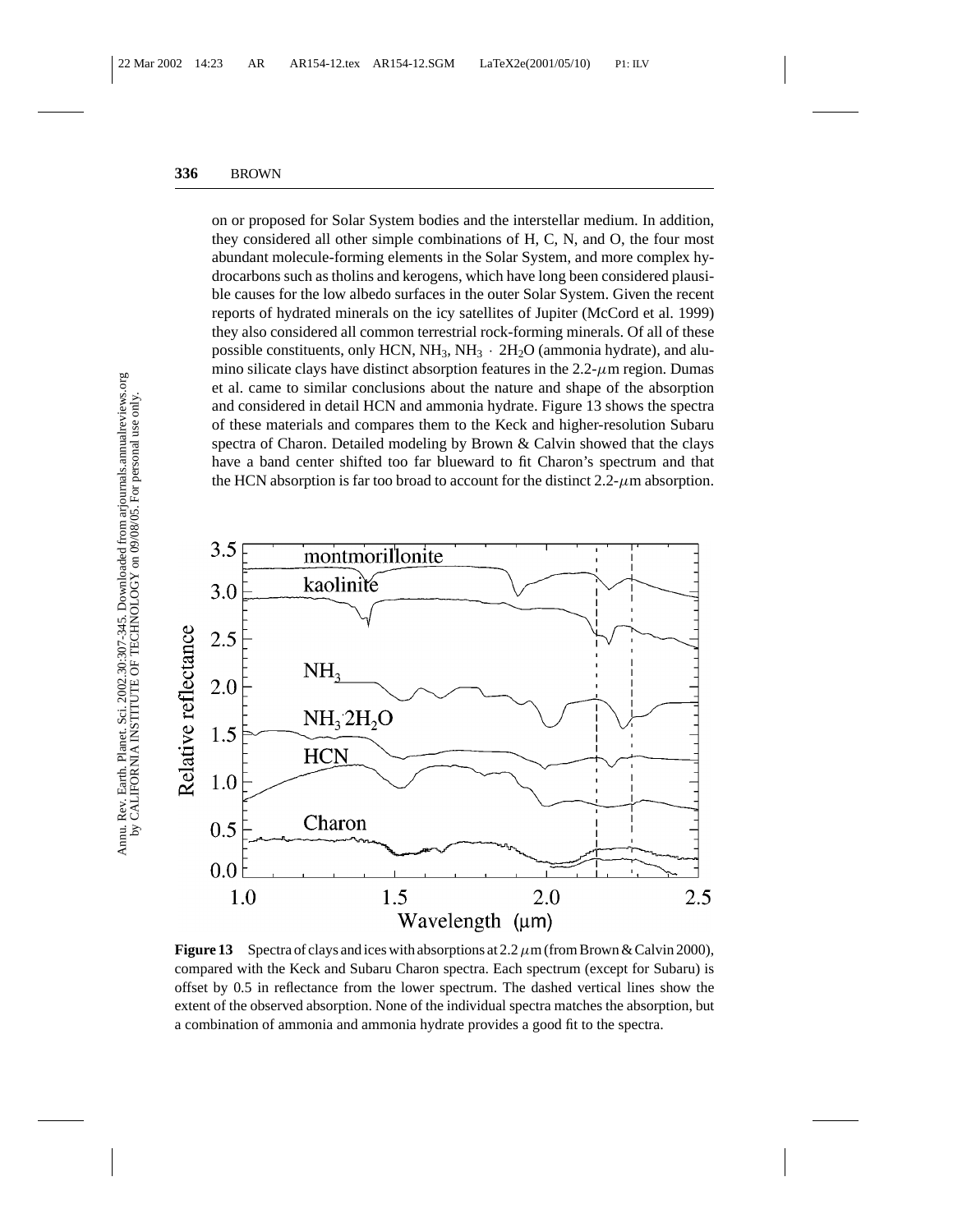on or proposed for Solar System bodies and the interstellar medium. In addition, they considered all other simple combinations of H, C, N, and O, the four most abundant molecule-forming elements in the Solar System, and more complex hydrocarbons such as tholins and kerogens, which have long been considered plausible causes for the low albedo surfaces in the outer Solar System. Given the recent reports of hydrated minerals on the icy satellites of Jupiter (McCord et al. 1999) they also considered all common terrestrial rock-forming minerals. Of all of these possible constituents, only HCN, $NH_3$, $NH_3 \cdot 2H_2O$ (ammonia hydrate), and alumino silicate clays have distinct absorption features in the 2.2-$\mu$m region. Dumas et al. came to similar conclusions about the nature and shape of the absorption and considered in detail HCN and ammonia hydrate. Figure 13 shows the spectra of these materials and compares them to the Keck and higher-resolution Subaru spectra of Charon. Detailed modeling by Brown & Calvin showed that the clays have a band center shifted too far blueward to fit Charon's spectrum and that the HCN absorption is far too broad to account for the distinct 2.2-$\mu$m absorption.

**Figure 13** Spectra of clays and ices with absorptions at 2.2 $\mu$m (from Brown & Calvin 2000), compared with the Keck and Subaru Charon spectra. Each spectrum (except for Subaru) is offset by 0.5 in reflectance from the lower spectrum. The dashed vertical lines show the extent of the observed absorption. None of the individual spectra matches the absorption, but a combination of ammonia and ammonia hydrate provides a good fit to the spectra.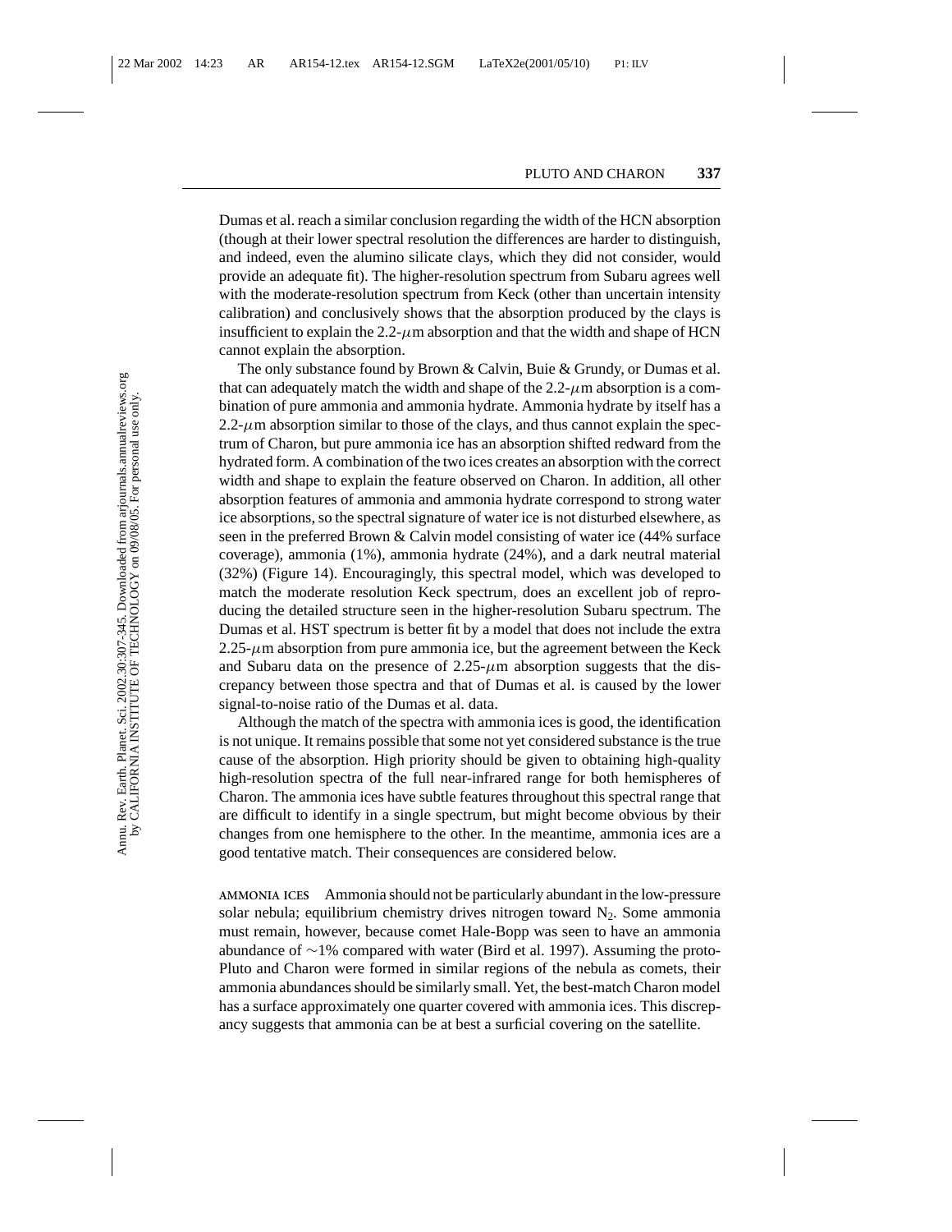Dumas et al. reach a similar conclusion regarding the width of the HCN absorption (though at their lower spectral resolution the differences are harder to distinguish, and indeed, even the alumino silicate clays, which they did not consider, would provide an adequate fit). The higher-resolution spectrum from Subaru agrees well with the moderate-resolution spectrum from Keck (other than uncertain intensity calibration) and conclusively shows that the absorption produced by the clays is insufficient to explain the 2.2-$\mu$m absorption and that the width and shape of HCN cannot explain the absorption.

The only substance found by Brown & Calvin, Buie & Grundy, or Dumas et al. that can adequately match the width and shape of the 2.2-$\mu$m absorption is a combination of pure ammonia and ammonia hydrate. Ammonia hydrate by itself has a 2.2-$\mu$m absorption similar to those of the clays, and thus cannot explain the spectrum of Charon, but pure ammonia ice has an absorption shifted redward from the hydrated form. A combination of the two ices creates an absorption with the correct width and shape to explain the feature observed on Charon. In addition, all other absorption features of ammonia and ammonia hydrate correspond to strong water ice absorptions, so the spectral signature of water ice is not disturbed elsewhere, as seen in the preferred Brown & Calvin model consisting of water ice (44% surface coverage), ammonia (1%), ammonia hydrate (24%), and a dark neutral material (32%) (Figure 14). Encouragingly, this spectral model, which was developed to match the moderate resolution Keck spectrum, does an excellent job of reproducing the detailed structure seen in the higher-resolution Subaru spectrum. The Dumas et al. HST spectrum is better fit by a model that does not include the extra 2.25-$\mu$m absorption from pure ammonia ice, but the agreement between the Keck and Subaru data on the presence of 2.25-$\mu$m absorption suggests that the discrepancy between those spectra and that of Dumas et al. is caused by the lower signal-to-noise ratio of the Dumas et al. data.

Although the match of the spectra with ammonia ices is good, the identification is not unique. It remains possible that some not yet considered substance is the true cause of the absorption. High priority should be given to obtaining high-quality high-resolution spectra of the full near-infrared range for both hemispheres of Charon. The ammonia ices have subtle features throughout this spectral range that are difficult to identify in a single spectrum, but might become obvious by their changes from one hemisphere to the other. In the meantime, ammonia ices are a good tentative match. Their consequences are considered below.

**AMMONIA ICES** Ammonia should not be particularly abundant in the low-pressure solar nebula; equilibrium chemistry drives nitrogen toward $N_2$. Some ammonia must remain, however, because comet Hale-Bopp was seen to have an ammonia abundance of $\sim$1% compared with water (Bird et al. 1997). Assuming the proto-Pluto and Charon were formed in similar regions of the nebula as comets, their ammonia abundances should be similarly small. Yet, the best-match Charon model has a surface approximately one quarter covered with ammonia ices. This discrepancy suggests that ammonia can be at best a surficial covering on the satellite.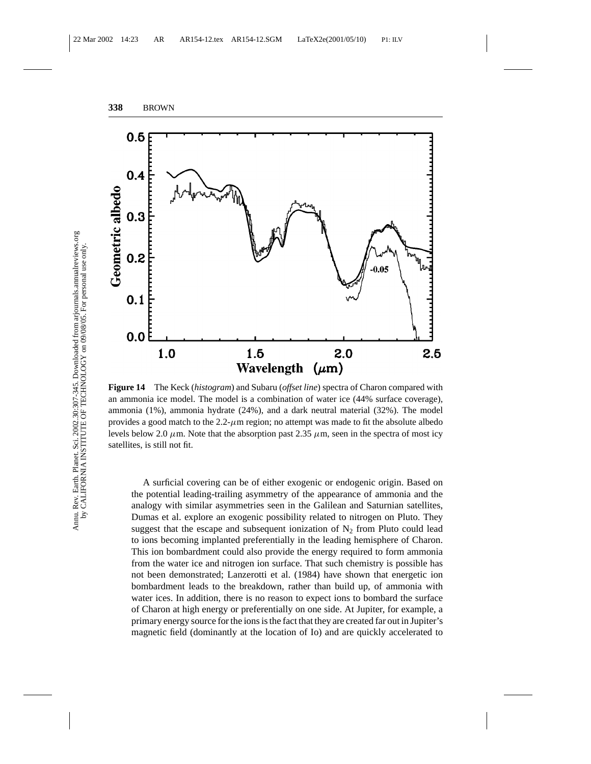**Figure 14** The Keck (*histogram*) and Subaru (*offset line*) spectra of Charon compared with an ammonia ice model. The model is a combination of water ice (44% surface coverage), ammonia (1%), ammonia hydrate (24%), and a dark neutral material (32%). The model provides a good match to the 2.2-$\mu$m region; no attempt was made to fit the absolute albedo levels below 2.0 $\mu$m. Note that the absorption past 2.35 $\mu$m, seen in the spectra of most icy satellites, is still not fit.

A surficial covering can be of either exogenic or endogenic origin. Based on the potential leading-trailing asymmetry of the appearance of ammonia and the analogy with similar asymmetries seen in the Galilean and Saturnian satellites, Dumas et al. explore an exogenic possibility related to nitrogen on Pluto. They suggest that the escape and subsequent ionization of $N_2$ from Pluto could lead to ions becoming implanted preferentially in the leading hemisphere of Charon. This ion bombardment could also provide the energy required to form ammonia from the water ice and nitrogen ion surface. That such chemistry is possible has not been demonstrated; Lanzerotti et al. (1984) have shown that energetic ion bombardment leads to the breakdown, rather than build up, of ammonia with water ices. In addition, there is no reason to expect ions to bombard the surface of Charon at high energy or preferentially on one side. At Jupiter, for example, a primary energy source for the ions is the fact that they are created far out in Jupiter's magnetic field (dominantly at the location of Io) and are quickly accelerated to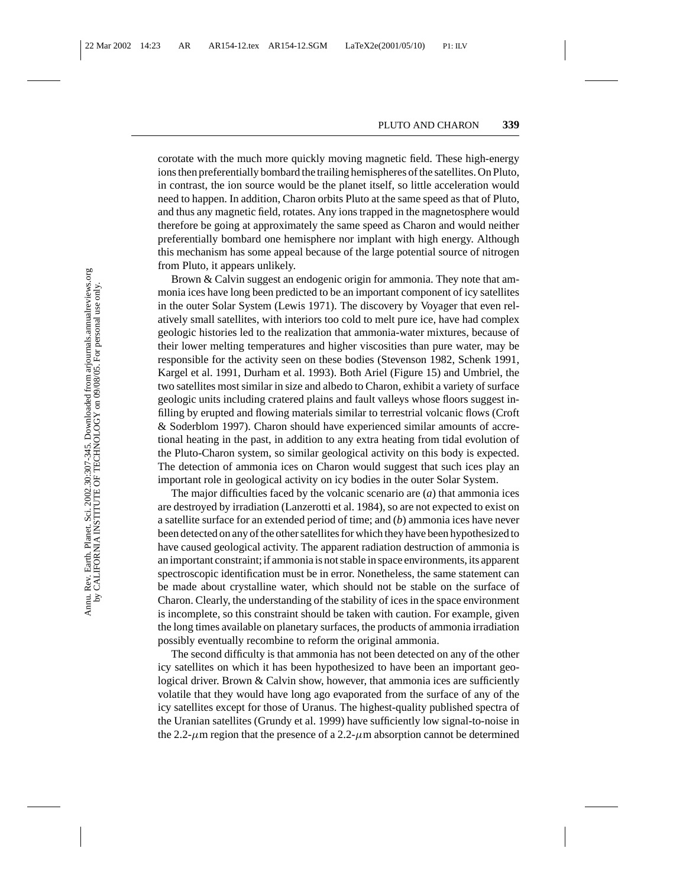corotate with the much more quickly moving magnetic field. These high-energy ions then preferentially bombard the trailing hemispheres of the satellites. On Pluto, in contrast, the ion source would be the planet itself, so little acceleration would need to happen. In addition, Charon orbits Pluto at the same speed as that of Pluto, and thus any magnetic field, rotates. Any ions trapped in the magnetosphere would therefore be going at approximately the same speed as Charon and would neither preferentially bombard one hemisphere nor implant with high energy. Although this mechanism has some appeal because of the large potential source of nitrogen from Pluto, it appears unlikely.

Brown & Calvin suggest an endogenic origin for ammonia. They note that ammonia ices have long been predicted to be an important component of icy satellites in the outer Solar System (Lewis 1971). The discovery by Voyager that even relatively small satellites, with interiors too cold to melt pure ice, have had complex geologic histories led to the realization that ammonia-water mixtures, because of their lower melting temperatures and higher viscosities than pure water, may be responsible for the activity seen on these bodies (Stevenson 1982, Schenk 1991, Kargel et al. 1991, Durham et al. 1993). Both Ariel (Figure 15) and Umbriel, the two satellites most similar in size and albedo to Charon, exhibit a variety of surface geologic units including cratered plains and fault valleys whose floors suggest infilling by erupted and flowing materials similar to terrestrial volcanic flows (Croft & Soderblom 1997). Charon should have experienced similar amounts of accretional heating in the past, in addition to any extra heating from tidal evolution of the Pluto-Charon system, so similar geological activity on this body is expected. The detection of ammonia ices on Charon would suggest that such ices play an important role in geological activity on icy bodies in the outer Solar System.

The major difficulties faced by the volcanic scenario are (*a*) that ammonia ices are destroyed by irradiation (Lanzerotti et al. 1984), so are not expected to exist on a satellite surface for an extended period of time; and (*b*) ammonia ices have never been detected on any of the other satellites for which they have been hypothesized to have caused geological activity. The apparent radiation destruction of ammonia is an important constraint; if ammonia is not stable in space environments, its apparent spectroscopic identification must be in error. Nonetheless, the same statement can be made about crystalline water, which should not be stable on the surface of Charon. Clearly, the understanding of the stability of ices in the space environment is incomplete, so this constraint should be taken with caution. For example, given the long times available on planetary surfaces, the products of ammonia irradiation possibly eventually recombine to reform the original ammonia.

The second difficulty is that ammonia has not been detected on any of the other icy satellites on which it has been hypothesized to have been an important geological driver. Brown & Calvin show, however, that ammonia ices are sufficiently volatile that they would have long ago evaporated from the surface of any of the icy satellites except for those of Uranus. The highest-quality published spectra of the Uranian satellites (Grundy et al. 1999) have sufficiently low signal-to-noise in the 2.2-$\mu$m region that the presence of a 2.2-$\mu$m absorption cannot be determined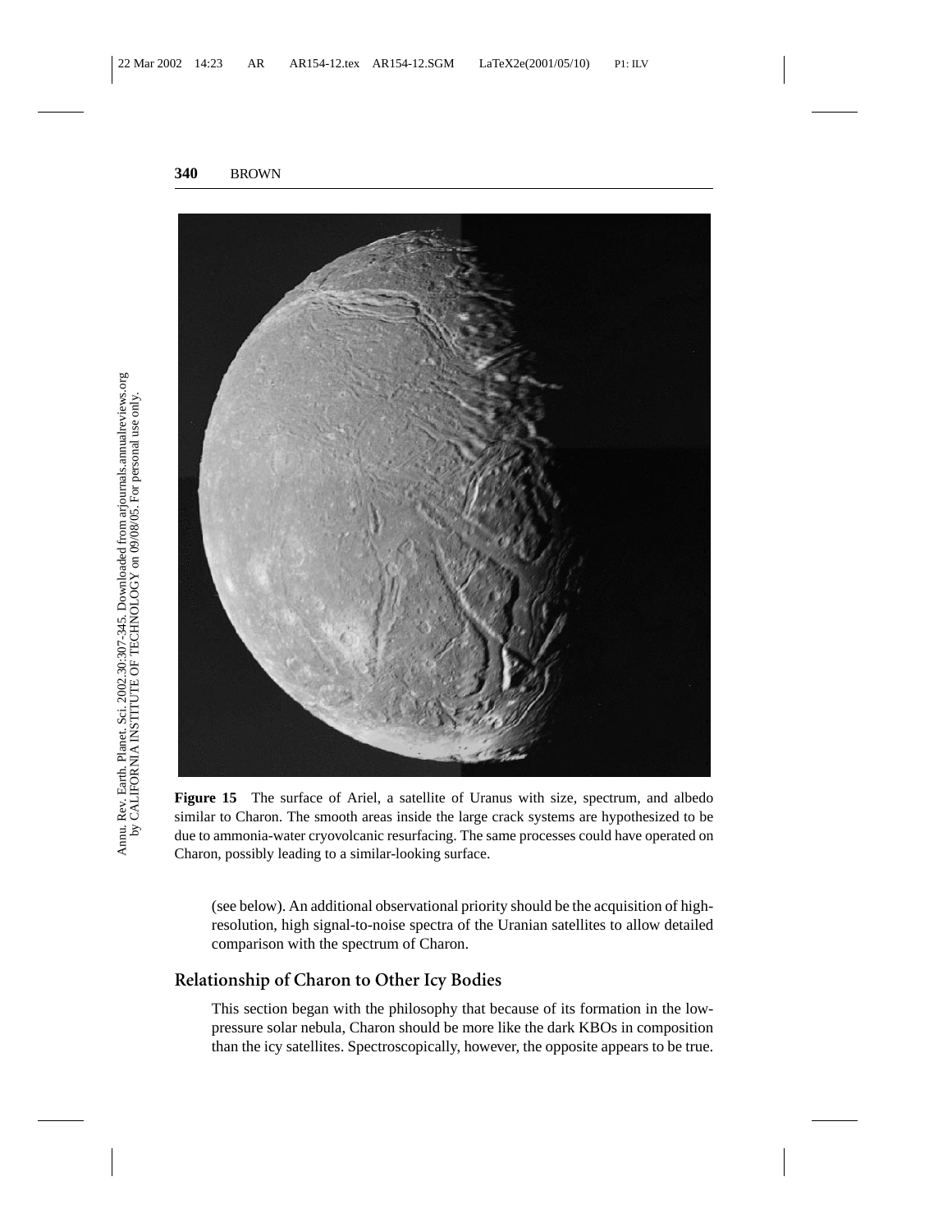**Figure 15** The surface of Ariel, a satellite of Uranus with size, spectrum, and albedo similar to Charon. The smooth areas inside the large crack systems are hypothesized to be due to ammonia-water cryovolcanic resurfacing. The same processes could have operated on Charon, possibly leading to a similar-looking surface.

(see below). An additional observational priority should be the acquisition of high-resolution, high signal-to-noise spectra of the Uranian satellites to allow detailed comparison with the spectrum of Charon.

## Relationship of Charon to Other Icy Bodies

This section began with the philosophy that because of its formation in the low-pressure solar nebula, Charon should be more like the dark KBOs in composition than the icy satellites. Spectroscopically, however, the opposite appears to be true.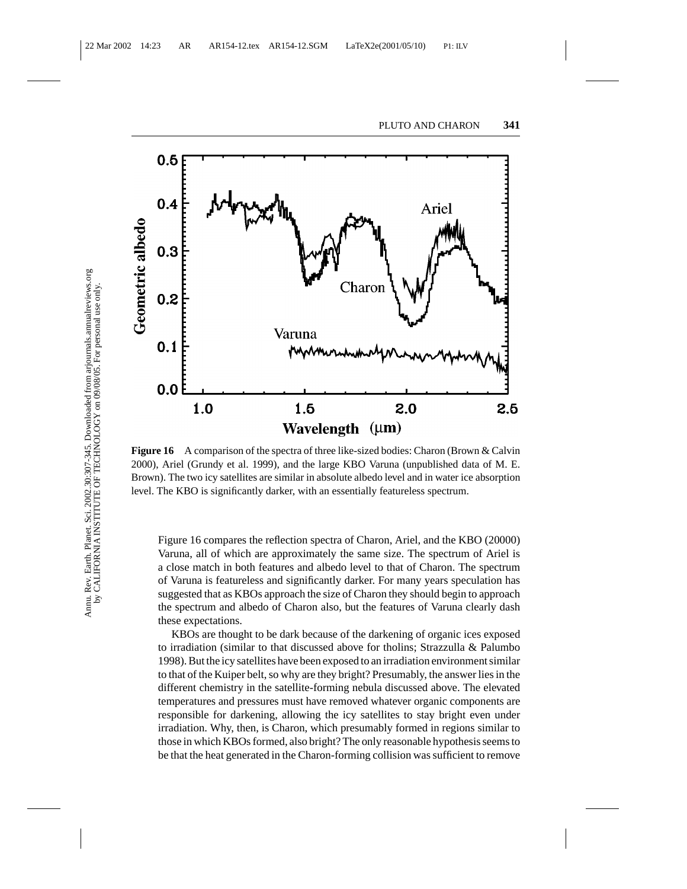**Figure 16** A comparison of the spectra of three like-sized bodies: Charon (Brown & Calvin 2000), Ariel (Grundy et al. 1999), and the large KBO Varuna (unpublished data of M. E. Brown). The two icy satellites are similar in absolute albedo level and in water ice absorption level. The KBO is significantly darker, with an essentially featureless spectrum.

Figure 16 compares the reflection spectra of Charon, Ariel, and the KBO (20000) Varuna, all of which are approximately the same size. The spectrum of Ariel is a close match in both features and albedo level to that of Charon. The spectrum of Varuna is featureless and significantly darker. For many years speculation has suggested that as KBOs approach the size of Charon they should begin to approach the spectrum and albedo of Charon also, but the features of Varuna clearly dash these expectations.

KBOs are thought to be dark because of the darkening of organic ices exposed to irradiation (similar to that discussed above for tholins; Strazzulla & Palumbo 1998). But the icy satellites have been exposed to an irradiation environment similar to that of the Kuiper belt, so why are they bright? Presumably, the answer lies in the different chemistry in the satellite-forming nebula discussed above. The elevated temperatures and pressures must have removed whatever organic components are responsible for darkening, allowing the icy satellites to stay bright even under irradiation. Why, then, is Charon, which presumably formed in regions similar to those in which KBOs formed, also bright? The only reasonable hypothesis seems to be that the heat generated in the Charon-forming collision was sufficient to remove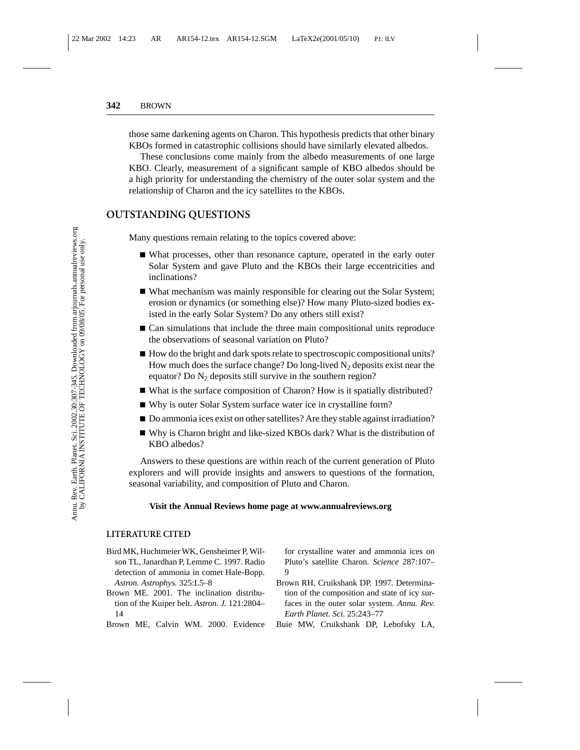those same darkening agents on Charon. This hypothesis predicts that other binary KBOs formed in catastrophic collisions should have similarly elevated albedos.

These conclusions come mainly from the albedo measurements of one large KBO. Clearly, measurement of a significant sample of KBO albedos should be a high priority for understanding the chemistry of the outer solar system and the relationship of Charon and the icy satellites to the KBOs.

## OUTSTANDING QUESTIONS

Many questions remain relating to the topics covered above:

- What processes, other than resonance capture, operated in the early outer Solar System and gave Pluto and the KBOs their large eccentricities and inclinations?
- What mechanism was mainly responsible for clearing out the Solar System; erosion or dynamics (or something else)? How many Pluto-sized bodies existed in the early Solar System? Do any others still exist?
- Can simulations that include the three main compositional units reproduce the observations of seasonal variation on Pluto?
- How do the bright and dark spots relate to spectroscopic compositional units? How much does the surface change? Do long-lived $N_2$ deposits exist near the equator? Do $N_2$ deposits still survive in the southern region?
- What is the surface composition of Charon? How is it spatially distributed?
- Why is outer Solar System surface water ice in crystalline form?
- Do ammonia ices exist on other satellites? Are they stable against irradiation?
- Why is Charon bright and like-sized KBOs dark? What is the distribution of KBO albedos?

Answers to these questions are within reach of the current generation of Pluto explorers and will provide insights and answers to questions of the formation, seasonal variability, and composition of Pluto and Charon.

**Visit the Annual Reviews home page at www.annualreviews.org**

### LITERATURE CITED

Bird MK, Huchtmeier WK, Gensheimer P, Wilson TL, Janardhan P, Lemme C. 1997. Radio detection of ammonia in comet Hale-Bopp. *Astron. Astrophys.* 325:L5–8

Brown ME. 2001. The inclination distribution of the Kuiper belt. *Astron. J.* 121:2804–14

Brown ME, Calvin WM. 2000. Evidence for crystalline water and ammonia ices on Pluto's satellite Charon. *Science* 287:107–9

Brown RH, Cruikshank DP. 1997. Determination of the composition and state of icy surfaces in the outer solar system. *Annu. Rev. Earth Planet. Sci.* 25:243–77

Buie MW, Cruikshank DP, Lebofsky LA,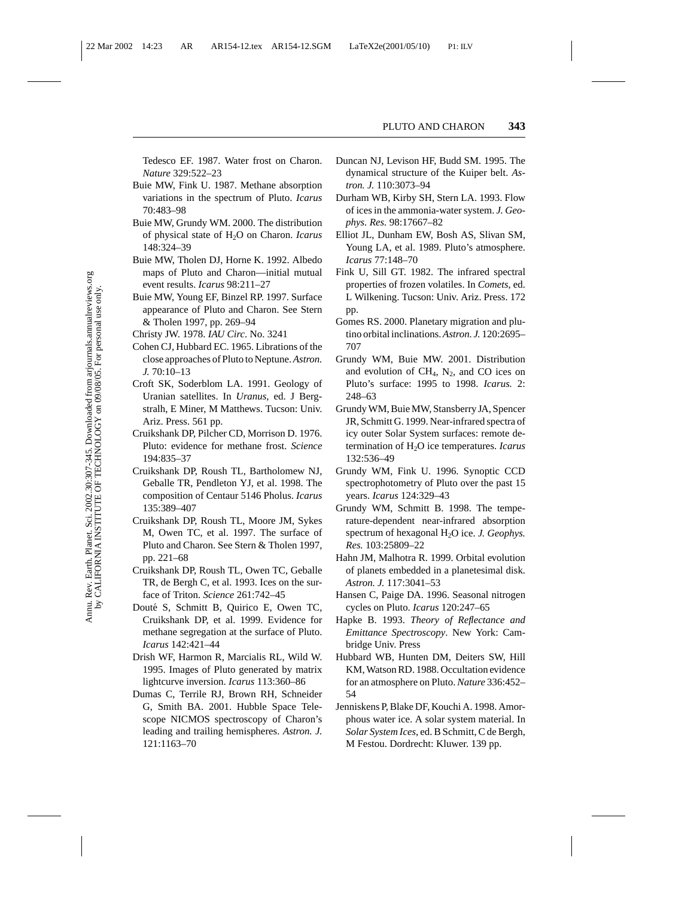Tedesco EF. 1987. Water frost on Charon. *Nature* 329:522–23

Buie MW, Fink U. 1987. Methane absorption variations in the spectrum of Pluto. *Icarus* 70:483–98

Buie MW, Grundy WM. 2000. The distribution of physical state of $H_2O$ on Charon. *Icarus* 148:324–39

Buie MW, Tholen DJ, Horne K. 1992. Albedo maps of Pluto and Charon—initial mutual event results. *Icarus* 98:211–27

Buie MW, Young EF, Binzel RP. 1997. Surface appearance of Pluto and Charon. See Stern & Tholen 1997, pp. 269–94

Christy JW. 1978. *IAU Circ*. No. 3241

Cohen CJ, Hubbard EC. 1965. Librations of the close approaches of Pluto to Neptune. *Astron. J.* 70:10–13

Croft SK, Soderblom LA. 1991. Geology of Uranian satellites. In *Uranus*, ed. J Bergstralh, E Miner, M Matthews. Tucson: Univ. Ariz. Press. 561 pp.

Cruikshank DP, Pilcher CD, Morrison D. 1976. Pluto: evidence for methane frost. *Science* 194:835–37

Cruikshank DP, Roush TL, Bartholomew NJ, Geballe TR, Pendleton YJ, et al. 1998. The composition of Centaur 5146 Pholus. *Icarus* 135:389–407

Cruikshank DP, Roush TL, Moore JM, Sykes M, Owen TC, et al. 1997. The surface of Pluto and Charon. See Stern & Tholen 1997, pp. 221–68

Cruikshank DP, Roush TL, Owen TC, Geballe TR, de Bergh C, et al. 1993. Ices on the surface of Triton. *Science* 261:742–45

Douté S, Schmitt B, Quirico E, Owen TC, Cruikshank DP, et al. 1999. Evidence for methane segregation at the surface of Pluto. *Icarus* 142:421–44

Drish WF, Harmon R, Marcialis RL, Wild W. 1995. Images of Pluto generated by matrix lightcurve inversion. *Icarus* 113:360–86

Dumas C, Terrile RJ, Brown RH, Schneider G, Smith BA. 2001. Hubble Space Telescope NICMOS spectroscopy of Charon's leading and trailing hemispheres. *Astron. J.* 121:1163–70

Duncan NJ, Levison HF, Budd SM. 1995. The dynamical structure of the Kuiper belt. *Astron. J.* 110:3073–94

Durham WB, Kirby SH, Stern LA. 1993. Flow of ices in the ammonia-water system. *J. Geophys. Res.* 98:17667–82

Elliot JL, Dunham EW, Bosh AS, Slivan SM, Young LA, et al. 1989. Pluto's atmosphere. *Icarus* 77:148–70

Fink U, Sill GT. 1982. The infrared spectral properties of frozen volatiles. In *Comets*, ed. L Wilkening. Tucson: Univ. Ariz. Press. 172 pp.

Gomes RS. 2000. Planetary migration and plutino orbital inclinations. *Astron. J.* 120:2695–707

Grundy WM, Buie MW. 2001. Distribution and evolution of $CH_4$, $N_2$, and CO ices on Pluto's surface: 1995 to 1998. *Icarus.* 2: 248–63

Grundy WM, Buie MW, Stansberry JA, Spencer JR, Schmitt G. 1999. Near-infrared spectra of icy outer Solar System surfaces: remote determination of $H_2O$ ice temperatures. *Icarus* 132:536–49

Grundy WM, Fink U. 1996. Synoptic CCD spectrophotometry of Pluto over the past 15 years. *Icarus* 124:329–43

Grundy WM, Schmitt B. 1998. The temperature-dependent near-infrared absorption spectrum of hexagonal $H_2O$ ice. *J. Geophys. Res.* 103:25809–22

Hahn JM, Malhotra R. 1999. Orbital evolution of planets embedded in a planetesimal disk. *Astron. J.* 117:3041–53

Hansen C, Paige DA. 1996. Seasonal nitrogen cycles on Pluto. *Icarus* 120:247–65

Hapke B. 1993. *Theory of Reflectance and Emittance Spectroscopy*. New York: Cambridge Univ. Press

Hubbard WB, Hunten DM, Deiters SW, Hill KM, Watson RD. 1988. Occultation evidence for an atmosphere on Pluto. *Nature* 336:452–54

Jenniskens P, Blake DF, Kouchi A. 1998. Amorphous water ice. A solar system material. In *Solar System Ices*, ed. B Schmitt, C de Bergh, M Festou. Dordrecht: Kluwer. 139 pp.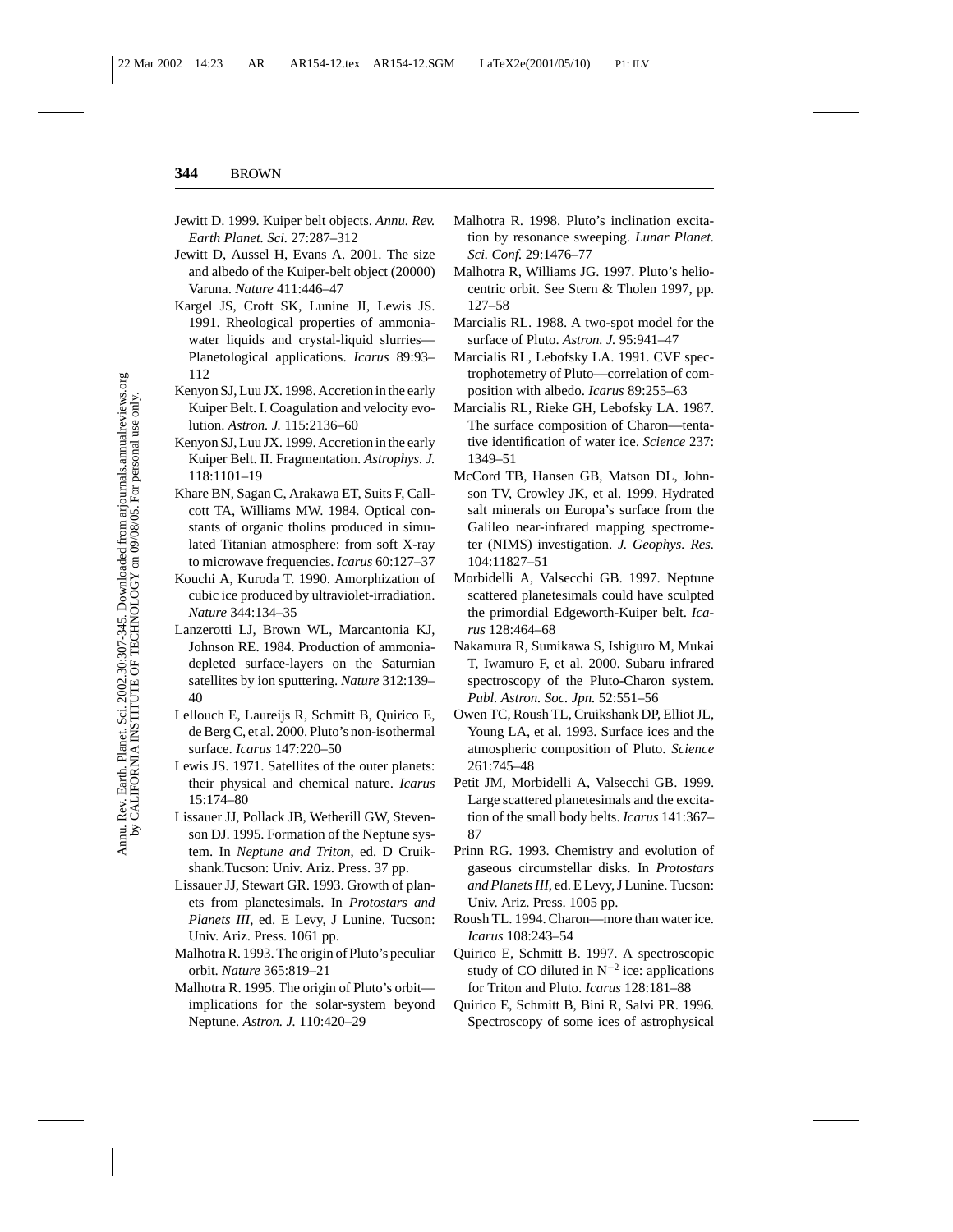Jewitt D. 1999. Kuiper belt objects. *Annu. Rev. Earth Planet. Sci.* 27:287–312

Jewitt D, Aussel H, Evans A. 2001. The size and albedo of the Kuiper-belt object (20000) Varuna. *Nature* 411:446–47

Kargel JS, Croft SK, Lunine JI, Lewis JS. 1991. Rheological properties of ammonia-water liquids and crystal-liquid slurries—Planetological applications. *Icarus* 89:93–112

Kenyon SJ, Luu JX. 1998. Accretion in the early Kuiper Belt. I. Coagulation and velocity evolution. *Astron. J.* 115:2136–60

Kenyon SJ, Luu JX. 1999. Accretion in the early Kuiper Belt. II. Fragmentation. *Astrophys. J.* 118:1101–19

Khare BN, Sagan C, Arakawa ET, Suits F, Callcott TA, Williams MW. 1984. Optical constants of organic tholins produced in simulated Titanian atmosphere: from soft X-ray to microwave frequencies. *Icarus* 60:127–37

Kouchi A, Kuroda T. 1990. Amorphization of cubic ice produced by ultraviolet-irradiation. *Nature* 344:134–35

Lanzerotti LJ, Brown WL, Marcantonia KJ, Johnson RE. 1984. Production of ammonia-depleted surface-layers on the Saturnian satellites by ion sputtering. *Nature* 312:139–40

Lellouch E, Laureijs R, Schmitt B, Quirico E, de Berg C, et al. 2000. Pluto's non-isothermal surface. *Icarus* 147:220–50

Lewis JS. 1971. Satellites of the outer planets: their physical and chemical nature. *Icarus* 15:174–80

Lissauer JJ, Pollack JB, Wetherill GW, Stevenson DJ. 1995. Formation of the Neptune system. In *Neptune and Triton*, ed. D Cruikshank.Tucson: Univ. Ariz. Press. 37 pp.

Lissauer JJ, Stewart GR. 1993. Growth of planets from planetesimals. In *Protostars and Planets III*, ed. E Levy, J Lunine. Tucson: Univ. Ariz. Press. 1061 pp.

Malhotra R. 1993. The origin of Pluto's peculiar orbit. *Nature* 365:819–21

Malhotra R. 1995. The origin of Pluto's orbit—implications for the solar-system beyond Neptune. *Astron. J.* 110:420–29

Malhotra R. 1998. Pluto's inclination excitation by resonance sweeping. *Lunar Planet. Sci. Conf.* 29:1476–77

Malhotra R, Williams JG. 1997. Pluto's heliocentric orbit. See Stern & Tholen 1997, pp. 127–58

Marcialis RL. 1988. A two-spot model for the surface of Pluto. *Astron. J.* 95:941–47

Marcialis RL, Lebofsky LA. 1991. CVF spectrophotemetry of Pluto—correlation of composition with albedo. *Icarus* 89:255–63

Marcialis RL, Rieke GH, Lebofsky LA. 1987. The surface composition of Charon—tentative identification of water ice. *Science* 237: 1349–51

McCord TB, Hansen GB, Matson DL, Johnson TV, Crowley JK, et al. 1999. Hydrated salt minerals on Europa's surface from the Galileo near-infrared mapping spectrometer (NIMS) investigation. *J. Geophys. Res.* 104:11827–51

Morbidelli A, Valsecchi GB. 1997. Neptune scattered planetesimals could have sculpted the primordial Edgeworth-Kuiper belt. *Icarus* 128:464–68

Nakamura R, Sumikawa S, Ishiguro M, Mukai T, Iwamuro F, et al. 2000. Subaru infrared spectroscopy of the Pluto-Charon system. *Publ. Astron. Soc. Jpn.* 52:551–56

Owen TC, Roush TL, Cruikshank DP, Elliot JL, Young LA, et al. 1993. Surface ices and the atmospheric composition of Pluto. *Science* 261:745–48

Petit JM, Morbidelli A, Valsecchi GB. 1999. Large scattered planetesimals and the excitation of the small body belts. *Icarus* 141:367–87

Prinn RG. 1993. Chemistry and evolution of gaseous circumstellar disks. In *Protostars and Planets III*, ed. E Levy, J Lunine. Tucson: Univ. Ariz. Press. 1005 pp.

Roush TL. 1994. Charon—more than water ice. *Icarus* 108:243–54

Quirico E, Schmitt B. 1997. A spectroscopic study of CO diluted in $N^{-2}$ ice: applications for Triton and Pluto. *Icarus* 128:181–88

Quirico E, Schmitt B, Bini R, Salvi PR. 1996. Spectroscopy of some ices of astrophysical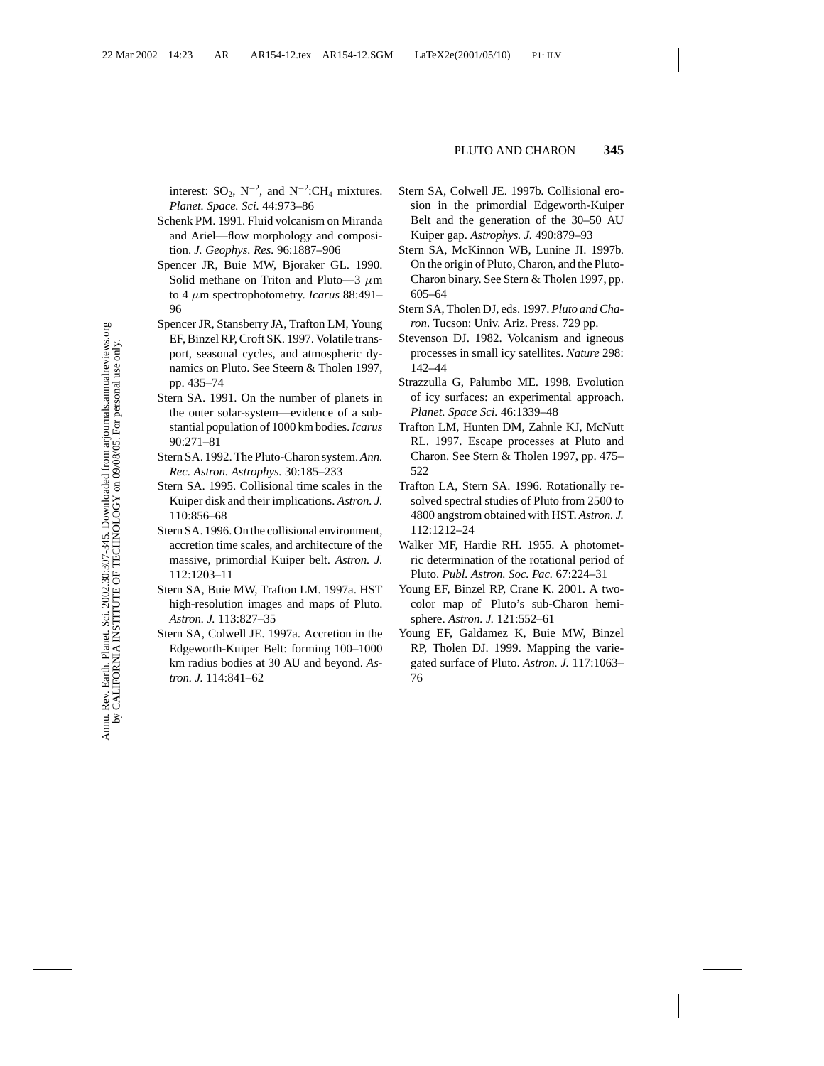interest: $SO_2$, $N^{-2}$, and $N^{-2}$:$CH_4$ mixtures. *Planet. Space. Sci.* 44:973–86

Schenk PM. 1991. Fluid volcanism on Miranda and Ariel—flow morphology and composition. *J. Geophys. Res.* 96:1887–906

Spencer JR, Buie MW, Bjoraker GL. 1990. Solid methane on Triton and Pluto—3 $\mu$m to 4 $\mu$m spectrophotometry. *Icarus* 88:491–96

Spencer JR, Stansberry JA, Trafton LM, Young EF, Binzel RP, Croft SK. 1997. Volatile transport, seasonal cycles, and atmospheric dynamics on Pluto. See Steern & Tholen 1997, pp. 435–74

Stern SA. 1991. On the number of planets in the outer solar-system—evidence of a substantial population of 1000 km bodies. *Icarus* 90:271–81

Stern SA. 1992. The Pluto-Charon system. *Ann. Rec. Astron. Astrophys.* 30:185–233

Stern SA. 1995. Collisional time scales in the Kuiper disk and their implications. *Astron. J.* 110:856–68

Stern SA. 1996. On the collisional environment, accretion time scales, and architecture of the massive, primordial Kuiper belt. *Astron. J.* 112:1203–11

Stern SA, Buie MW, Trafton LM. 1997a. HST high-resolution images and maps of Pluto. *Astron. J.* 113:827–35

Stern SA, Colwell JE. 1997a. Accretion in the Edgeworth-Kuiper Belt: forming 100–1000 km radius bodies at 30 AU and beyond. *Astron. J.* 114:841–62

Stern SA, Colwell JE. 1997b. Collisional erosion in the primordial Edgeworth-Kuiper Belt and the generation of the 30–50 AU Kuiper gap. *Astrophys. J.* 490:879–93

Stern SA, McKinnon WB, Lunine JI. 1997b. On the origin of Pluto, Charon, and the Pluto-Charon binary. See Stern & Tholen 1997, pp. 605–64

Stern SA, Tholen DJ, eds. 1997. *Pluto and Charon*. Tucson: Univ. Ariz. Press. 729 pp.

Stevenson DJ. 1982. Volcanism and igneous processes in small icy satellites. *Nature* 298: 142–44

Strazzulla G, Palumbo ME. 1998. Evolution of icy surfaces: an experimental approach. *Planet. Space Sci.* 46:1339–48

Trafton LM, Hunten DM, Zahnle KJ, McNutt RL. 1997. Escape processes at Pluto and Charon. See Stern & Tholen 1997, pp. 475–522

Trafton LA, Stern SA. 1996. Rotationally resolved spectral studies of Pluto from 2500 to 4800 angstrom obtained with HST. *Astron. J.* 112:1212–24

Walker MF, Hardie RH. 1955. A photometric determination of the rotational period of Pluto. *Publ. Astron. Soc. Pac.* 67:224–31

Young EF, Binzel RP, Crane K. 2001. A two-color map of Pluto's sub-Charon hemisphere. *Astron. J.* 121:552–61

Young EF, Galdamez K, Buie MW, Binzel RP, Tholen DJ. 1999. Mapping the variegated surface of Pluto. *Astron. J.* 117:1063–76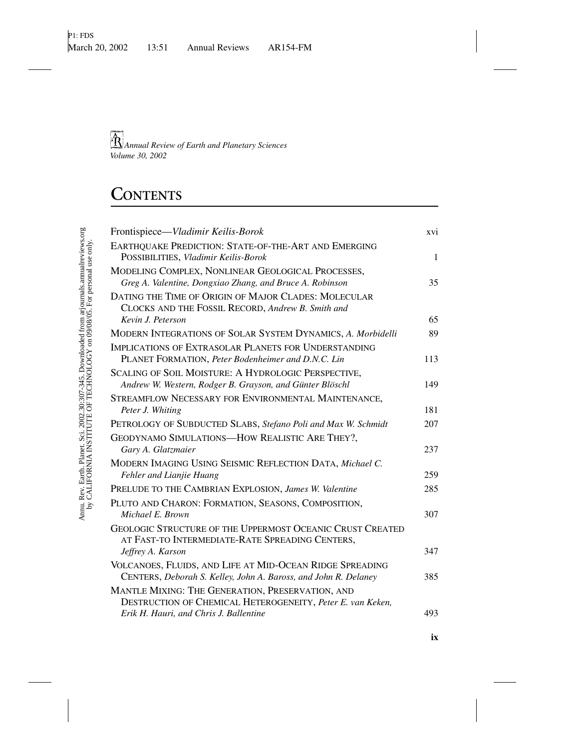*Annual Review of Earth and Planetary Sciences*
*Volume 30, 2002*

# CONTENTS

| | |
|---|---|
| Frontispiece—*Vladimir Keilis-Borok* | xvi |
| EARTHQUAKE PREDICTION: STATE-OF-THE-ART AND EMERGING POSSIBILITIES, *Vladimir Keilis-Borok* | 1 |
| MODELING COMPLEX, NONLINEAR GEOLOGICAL PROCESSES, *Greg A. Valentine, Dongxiao Zhang, and Bruce A. Robinson* | 35 |
| DATING THE TIME OF ORIGIN OF MAJOR CLADES: MOLECULAR CLOCKS AND THE FOSSIL RECORD, *Andrew B. Smith and Kevin J. Peterson* | 65 |
| MODERN INTEGRATIONS OF SOLAR SYSTEM DYNAMICS, *A. Morbidelli* | 89 |
| IMPLICATIONS OF EXTRASOLAR PLANETS FOR UNDERSTANDING PLANET FORMATION, *Peter Bodenheimer and D.N.C. Lin* | 113 |
| SCALING OF SOIL MOISTURE: A HYDROLOGIC PERSPECTIVE, *Andrew W. Western, Rodger B. Grayson, and Günter Blöschl* | 149 |
| STREAMFLOW NECESSARY FOR ENVIRONMENTAL MAINTENANCE, *Peter J. Whiting* | 181 |
| PETROLOGY OF SUBDUCTED SLABS, *Stefano Poli and Max W. Schmidt* | 207 |
| GEODYNAMO SIMULATIONS—HOW REALISTIC ARE THEY?, *Gary A. Glatzmaier* | 237 |
| MODERN IMAGING USING SEISMIC REFLECTION DATA, *Michael C. Fehler and Lianjie Huang* | 259 |
| PRELUDE TO THE CAMBRIAN EXPLOSION, *James W. Valentine* | 285 |
| PLUTO AND CHARON: FORMATION, SEASONS, COMPOSITION, *Michael E. Brown* | 307 |
| GEOLOGIC STRUCTURE OF THE UPPERMOST OCEANIC CRUST CREATED AT FAST-TO INTERMEDIATE-RATE SPREADING CENTERS, *Jeffrey A. Karson* | 347 |
| VOLCANOES, FLUIDS, AND LIFE AT MID-OCEAN RIDGE SPREADING CENTERS, *Deborah S. Kelley, John A. Baross, and John R. Delaney* | 385 |
| MANTLE MIXING: THE GENERATION, PRESERVATION, AND DESTRUCTION OF CHEMICAL HETEROGENEITY, *Peter E. van Keken, Erik H. Hauri, and Chris J. Ballentine* | 493 |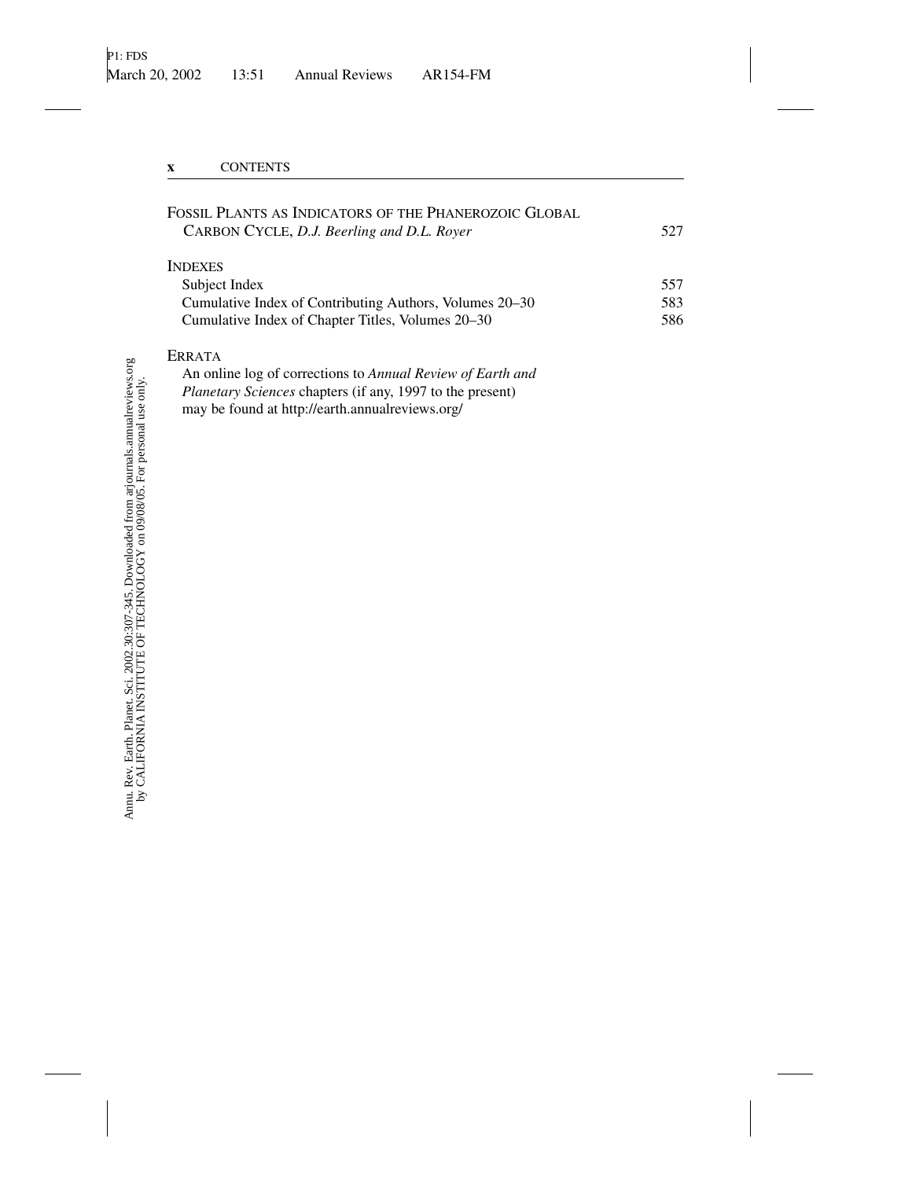FOSSIL PLANTS AS INDICATORS OF THE PHANEROZOIC GLOBAL CARBON CYCLE, *D.J. Beerling and D.L. Royer* 527

INDEXES

Subject Index 557

Cumulative Index of Contributing Authors, Volumes 20–30 583

Cumulative Index of Chapter Titles, Volumes 20–30 586

ERRATA

An online log of corrections to *Annual Review of Earth and Planetary Sciences* chapters (if any, 1997 to the present) may be found at http://earth.annualreviews.org/